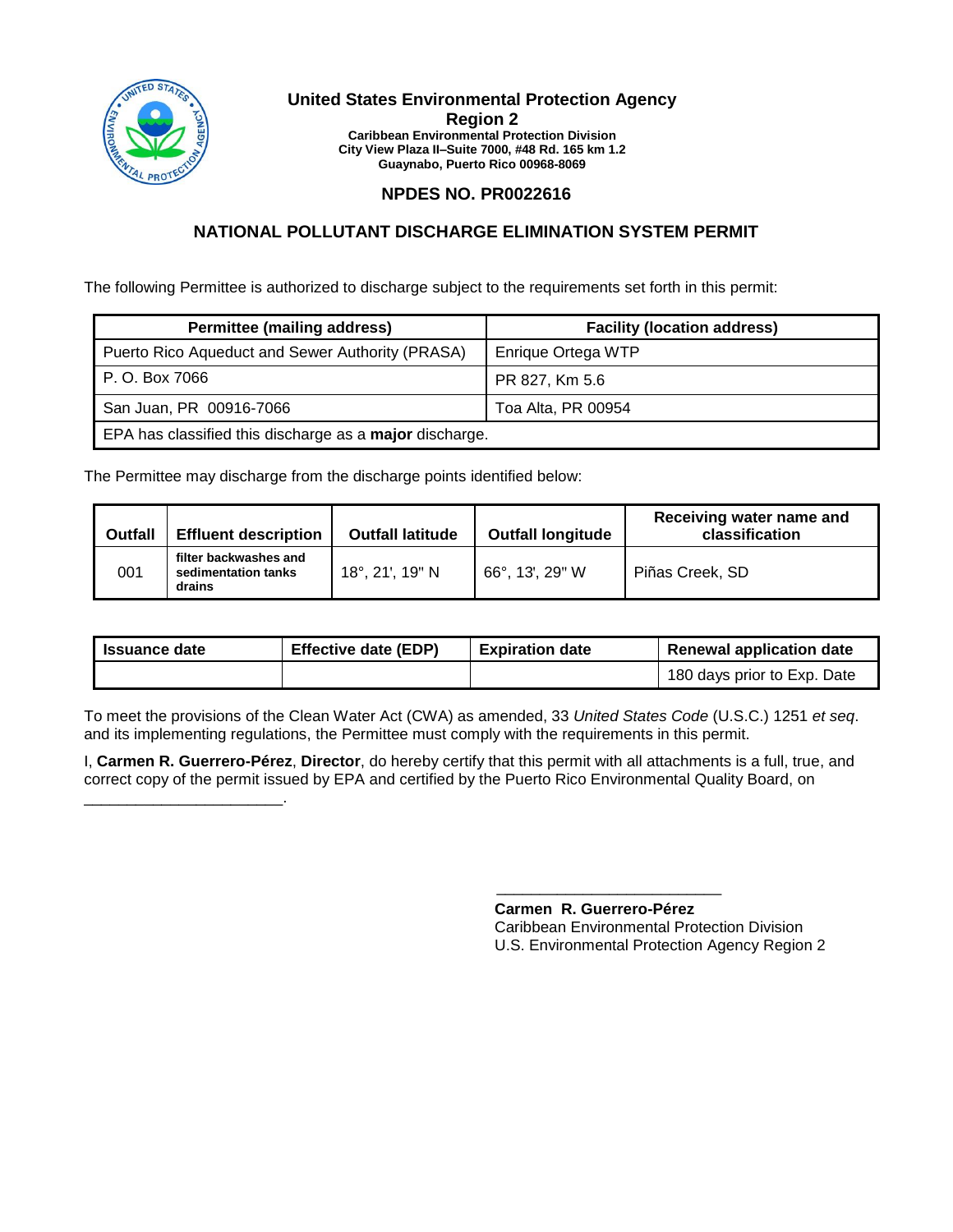**United States Environmental Protection Agency**
**Region 2**
**Caribbean Environmental Protection Division**
**City View Plaza II–Suite 7000, #48 Rd. 165 km 1.2**
**Guaynabo, Puerto Rico 00968-8069**

## NPDES NO. PR0022616

# NATIONAL POLLUTANT DISCHARGE ELIMINATION SYSTEM PERMIT

The following Permittee is authorized to discharge subject to the requirements set forth in this permit:

| Permittee (mailing address) | Facility (location address) |
|---|---|
| Puerto Rico Aqueduct and Sewer Authority (PRASA) | Enrique Ortega WTP |
| P. O. Box 7066 | PR 827, Km 5.6 |
| San Juan, PR 00916-7066 | Toa Alta, PR 00954 |
| EPA has classified this discharge as a **major** discharge. | |

The Permittee may discharge from the discharge points identified below:

| Outfall | Effluent description | Outfall latitude | Outfall longitude | Receiving water name and classification |
|---|---|---|---|---|
| 001 | filter backwashes and sedimentation tanks drains | 18°, 21', 19" N | 66°, 13', 29" W | Piñas Creek, SD |

| Issuance date | Effective date (EDP) | Expiration date | Renewal application date |
|---|---|---|---|
| | | | 180 days prior to Exp. Date |

To meet the provisions of the Clean Water Act (CWA) as amended, 33 *United States Code* (U.S.C.) 1251 *et seq*. and its implementing regulations, the Permittee must comply with the requirements in this permit.

I, **Carmen R. Guerrero-Pérez**, **Director**, do hereby certify that this permit with all attachments is a full, true, and correct copy of the permit issued by EPA and certified by the Puerto Rico Environmental Quality Board, on ________________________.

___________________________

**Carmen R. Guerrero-Pérez**
Caribbean Environmental Protection Division
U.S. Environmental Protection Agency Region 2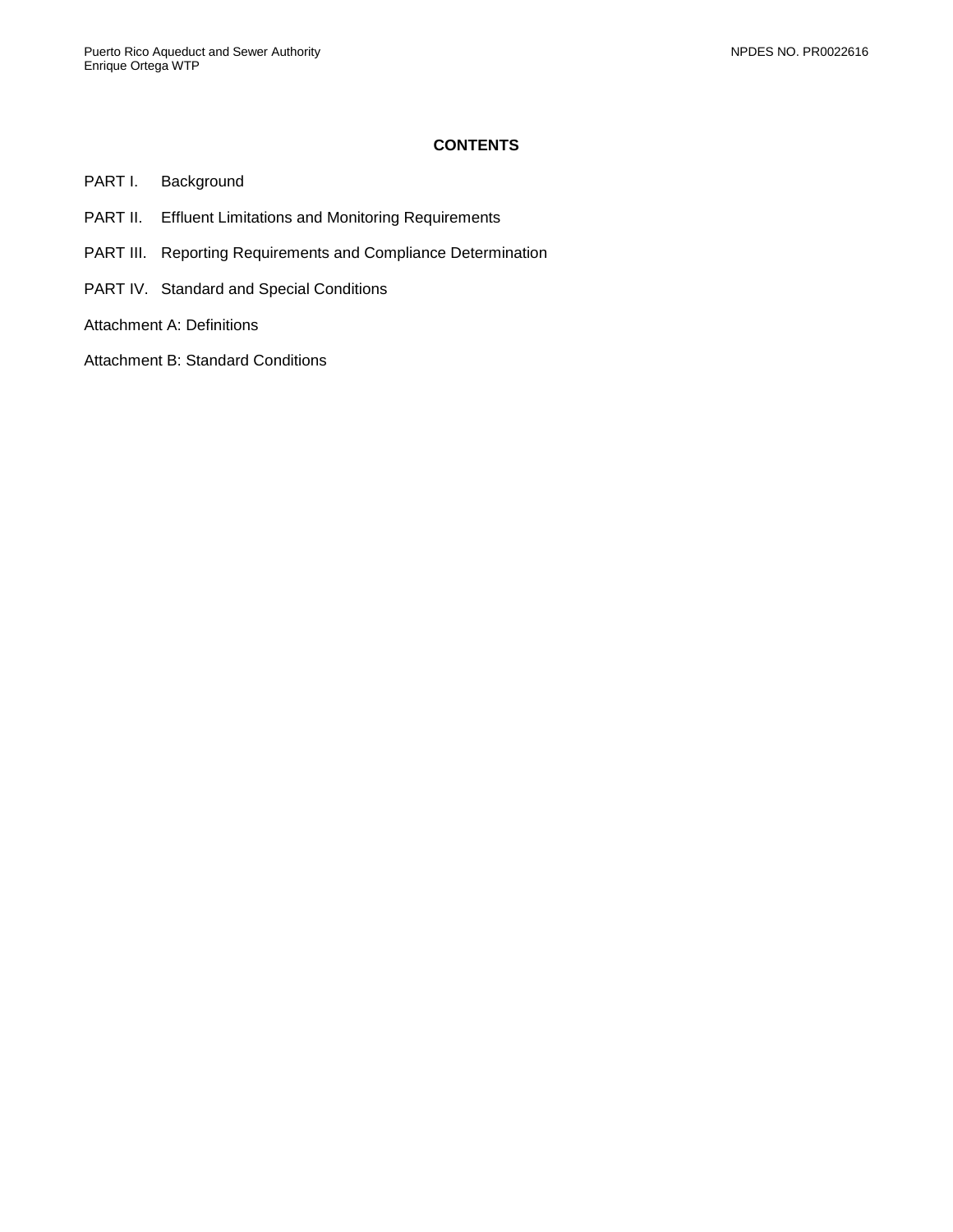## CONTENTS

PART I. Background

PART II. Effluent Limitations and Monitoring Requirements

PART III. Reporting Requirements and Compliance Determination

PART IV. Standard and Special Conditions

Attachment A: Definitions

Attachment B: Standard Conditions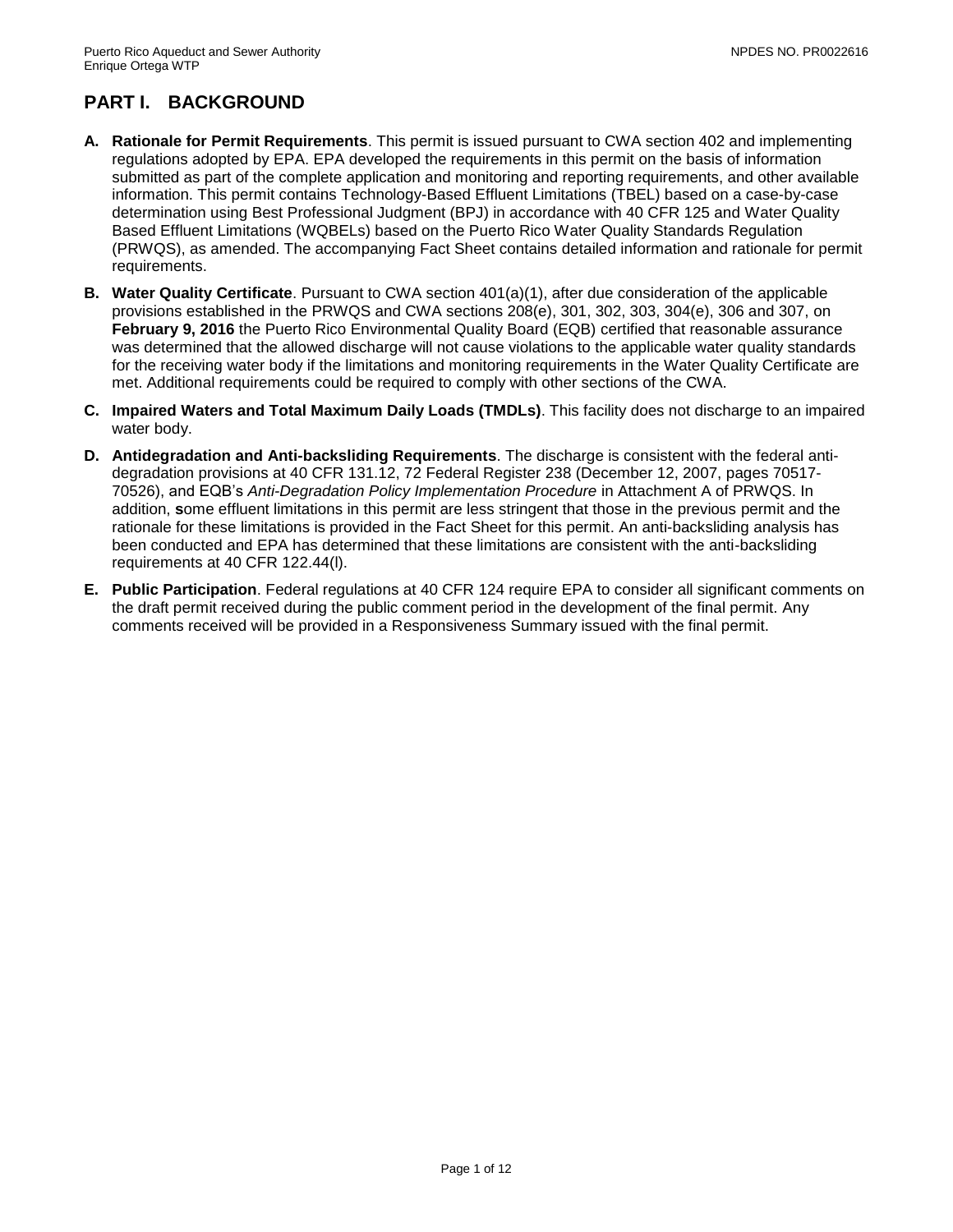## PART I. BACKGROUND

**A. Rationale for Permit Requirements**. This permit is issued pursuant to CWA section 402 and implementing regulations adopted by EPA. EPA developed the requirements in this permit on the basis of information submitted as part of the complete application and monitoring and reporting requirements, and other available information. This permit contains Technology-Based Effluent Limitations (TBEL) based on a case-by-case determination using Best Professional Judgment (BPJ) in accordance with 40 CFR 125 and Water Quality Based Effluent Limitations (WQBELs) based on the Puerto Rico Water Quality Standards Regulation (PRWQS), as amended. The accompanying Fact Sheet contains detailed information and rationale for permit requirements.

**B. Water Quality Certificate**. Pursuant to CWA section 401(a)(1), after due consideration of the applicable provisions established in the PRWQS and CWA sections 208(e), 301, 302, 303, 304(e), 306 and 307, on **February 9, 2016** the Puerto Rico Environmental Quality Board (EQB) certified that reasonable assurance was determined that the allowed discharge will not cause violations to the applicable water quality standards for the receiving water body if the limitations and monitoring requirements in the Water Quality Certificate are met. Additional requirements could be required to comply with other sections of the CWA.

**C. Impaired Waters and Total Maximum Daily Loads (TMDLs)**. This facility does not discharge to an impaired water body.

**D. Antidegradation and Anti-backsliding Requirements**. The discharge is consistent with the federal anti-degradation provisions at 40 CFR 131.12, 72 Federal Register 238 (December 12, 2007, pages 70517-70526), and EQB's *Anti-Degradation Policy Implementation Procedure* in Attachment A of PRWQS. In addition, **s**ome effluent limitations in this permit are less stringent that those in the previous permit and the rationale for these limitations is provided in the Fact Sheet for this permit. An anti-backsliding analysis has been conducted and EPA has determined that these limitations are consistent with the anti-backsliding requirements at 40 CFR 122.44(l).

**E. Public Participation**. Federal regulations at 40 CFR 124 require EPA to consider all significant comments on the draft permit received during the public comment period in the development of the final permit. Any comments received will be provided in a Responsiveness Summary issued with the final permit.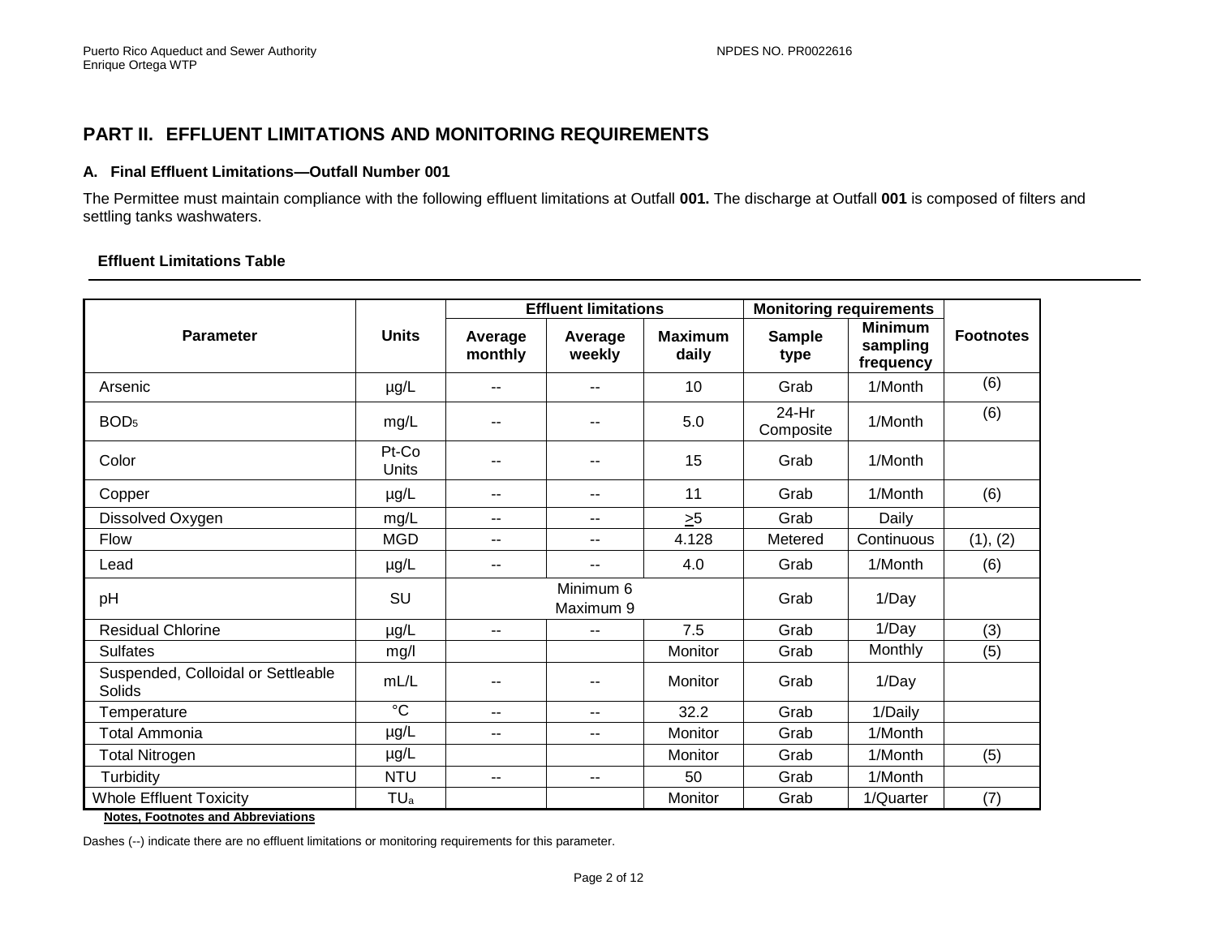## PART II. EFFLUENT LIMITATIONS AND MONITORING REQUIREMENTS

### A. Final Effluent Limitations—Outfall Number 001

The Permittee must maintain compliance with the following effluent limitations at Outfall **001.** The discharge at Outfall **001** is composed of filters and settling tanks washwaters.

**Effluent Limitations Table**

| Parameter | Units | Effluent limitations | | | Monitoring requirements | | Footnotes |
|---|---|---|---|---|---|---|---|
| | | Average monthly | Average weekly | Maximum daily | Sample type | Minimum sampling frequency | |
| Arsenic | µg/L | -- | -- | 10 | Grab | 1/Month | (6) |
| $BOD_5$ | mg/L | -- | -- | 5.0 | 24-Hr Composite | 1/Month | (6) |
| Color | Pt-Co Units | -- | -- | 15 | Grab | 1/Month | |
| Copper | µg/L | -- | -- | 11 | Grab | 1/Month | (6) |
| Dissolved Oxygen | mg/L | -- | -- | $\geq$5 | Grab | Daily | |
| Flow | MGD | -- | -- | 4.128 | Metered | Continuous | (1), (2) |
| Lead | µg/L | -- | -- | 4.0 | Grab | 1/Month | (6) |
| pH | SU | Minimum 6 Maximum 9 | | | Grab | 1/Day | |
| Residual Chlorine | µg/L | -- | -- | 7.5 | Grab | 1/Day | (3) |
| Sulfates | mg/l | | | Monitor | Grab | Monthly | (5) |
| Suspended, Colloidal or Settleable Solids | mL/L | -- | -- | Monitor | Grab | 1/Day | |
| Temperature | °C | -- | -- | 32.2 | Grab | 1/Daily | |
| Total Ammonia | µg/L | -- | -- | Monitor | Grab | 1/Month | |
| Total Nitrogen | µg/L | | | Monitor | Grab | 1/Month | (5) |
| Turbidity | NTU | -- | -- | 50 | Grab | 1/Month | |
| Whole Effluent Toxicity | $TU_a$ | | | Monitor | Grab | 1/Quarter | (7) |

**Notes, Footnotes and Abbreviations**

Dashes (--) indicate there are no effluent limitations or monitoring requirements for this parameter.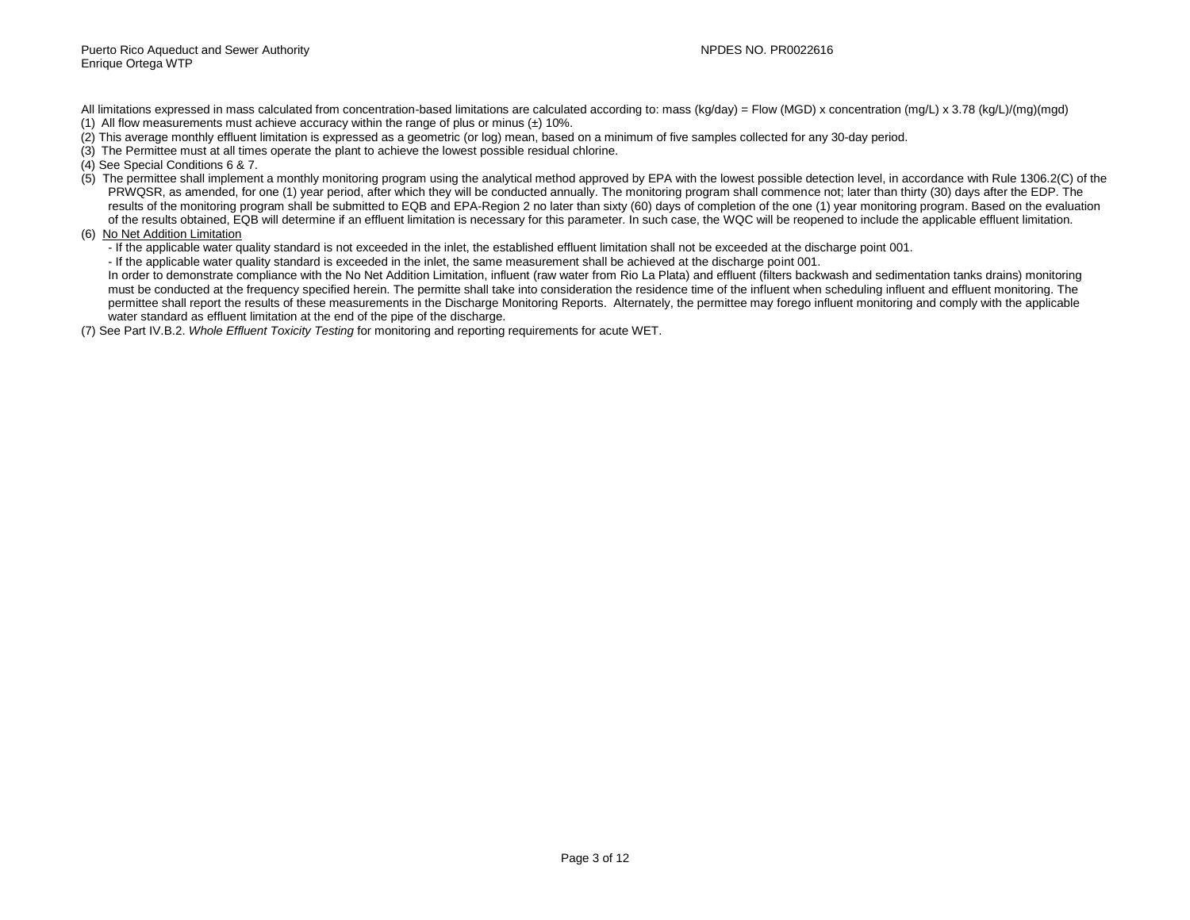All limitations expressed in mass calculated from concentration-based limitations are calculated according to: mass (kg/day) = Flow (MGD) x concentration (mg/L) x 3.78 (kg/L)/(mg)(mgd)

(1) All flow measurements must achieve accuracy within the range of plus or minus (±) 10%.

(2) This average monthly effluent limitation is expressed as a geometric (or log) mean, based on a minimum of five samples collected for any 30-day period.

(3) The Permittee must at all times operate the plant to achieve the lowest possible residual chlorine.

(4) See Special Conditions 6 & 7.

(5) The permittee shall implement a monthly monitoring program using the analytical method approved by EPA with the lowest possible detection level, in accordance with Rule 1306.2(C) of the PRWQSR, as amended, for one (1) year period, after which they will be conducted annually. The monitoring program shall commence not; later than thirty (30) days after the EDP. The results of the monitoring program shall be submitted to EQB and EPA-Region 2 no later than sixty (60) days of completion of the one (1) year monitoring program. Based on the evaluation of the results obtained, EQB will determine if an effluent limitation is necessary for this parameter. In such case, the WQC will be reopened to include the applicable effluent limitation.

(6) <u>No Net Addition Limitation</u>

- If the applicable water quality standard is not exceeded in the inlet, the established effluent limitation shall not be exceeded at the discharge point 001.
- If the applicable water quality standard is exceeded in the inlet, the same measurement shall be achieved at the discharge point 001.

In order to demonstrate compliance with the No Net Addition Limitation, influent (raw water from Rio La Plata) and effluent (filters backwash and sedimentation tanks drains) monitoring must be conducted at the frequency specified herein. The permitte shall take into consideration the residence time of the influent when scheduling influent and effluent monitoring. The permittee shall report the results of these measurements in the Discharge Monitoring Reports. Alternately, the permittee may forego influent monitoring and comply with the applicable water standard as effluent limitation at the end of the pipe of the discharge.

(7) See Part IV.B.2. *Whole Effluent Toxicity Testing* for monitoring and reporting requirements for acute WET.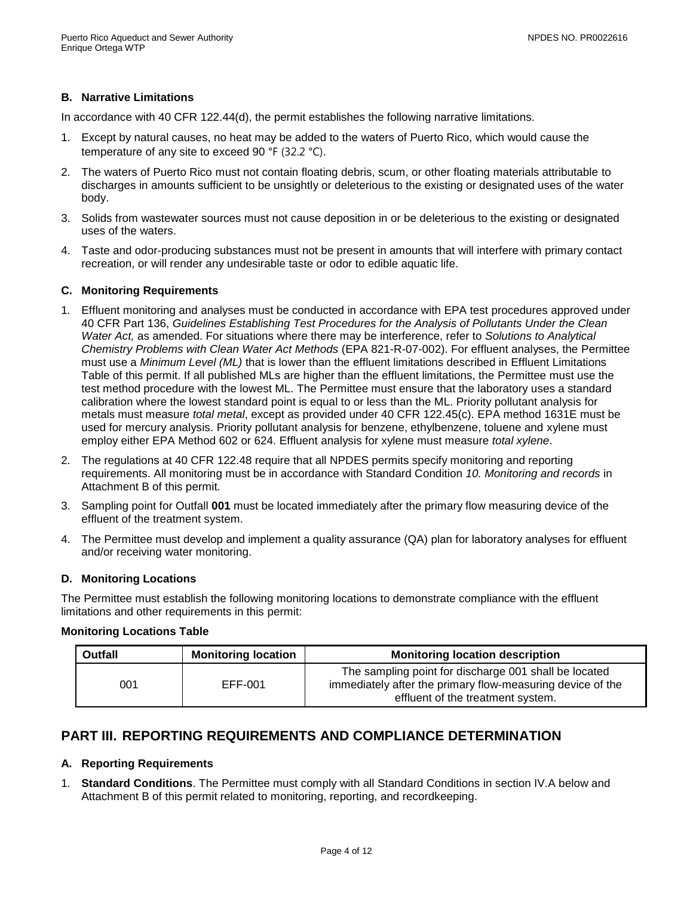### B. Narrative Limitations

In accordance with 40 CFR 122.44(d), the permit establishes the following narrative limitations.

1. Except by natural causes, no heat may be added to the waters of Puerto Rico, which would cause the temperature of any site to exceed 90 °F (32.2 °C).
2. The waters of Puerto Rico must not contain floating debris, scum, or other floating materials attributable to discharges in amounts sufficient to be unsightly or deleterious to the existing or designated uses of the water body.
3. Solids from wastewater sources must not cause deposition in or be deleterious to the existing or designated uses of the waters.
4. Taste and odor-producing substances must not be present in amounts that will interfere with primary contact recreation, or will render any undesirable taste or odor to edible aquatic life.

### C. Monitoring Requirements

1. Effluent monitoring and analyses must be conducted in accordance with EPA test procedures approved under 40 CFR Part 136, *Guidelines Establishing Test Procedures for the Analysis of Pollutants Under the Clean Water Act,* as amended. For situations where there may be interference, refer to *Solutions to Analytical Chemistry Problems with Clean Water Act Methods* (EPA 821-R-07-002). For effluent analyses, the Permittee must use a *Minimum Level (ML)* that is lower than the effluent limitations described in Effluent Limitations Table of this permit. If all published MLs are higher than the effluent limitations, the Permittee must use the test method procedure with the lowest ML. The Permittee must ensure that the laboratory uses a standard calibration where the lowest standard point is equal to or less than the ML. Priority pollutant analysis for metals must measure *total metal*, except as provided under 40 CFR 122.45(c). EPA method 1631E must be used for mercury analysis. Priority pollutant analysis for benzene, ethylbenzene, toluene and xylene must employ either EPA Method 602 or 624. Effluent analysis for xylene must measure *total xylene*.
2. The regulations at 40 CFR 122.48 require that all NPDES permits specify monitoring and reporting requirements. All monitoring must be in accordance with Standard Condition *10. Monitoring and records* in Attachment B of this permit.
3. Sampling point for Outfall **001** must be located immediately after the primary flow measuring device of the effluent of the treatment system.
4. The Permittee must develop and implement a quality assurance (QA) plan for laboratory analyses for effluent and/or receiving water monitoring.

### D. Monitoring Locations

The Permittee must establish the following monitoring locations to demonstrate compliance with the effluent limitations and other requirements in this permit:

**Monitoring Locations Table**

| Outfall | Monitoring location | Monitoring location description |
|---|---|---|
| 001 | EFF-001 | The sampling point for discharge 001 shall be located immediately after the primary flow-measuring device of the effluent of the treatment system. |

## PART III. REPORTING REQUIREMENTS AND COMPLIANCE DETERMINATION

### A. Reporting Requirements

1. **Standard Conditions**. The Permittee must comply with all Standard Conditions in section IV.A below and Attachment B of this permit related to monitoring, reporting, and recordkeeping.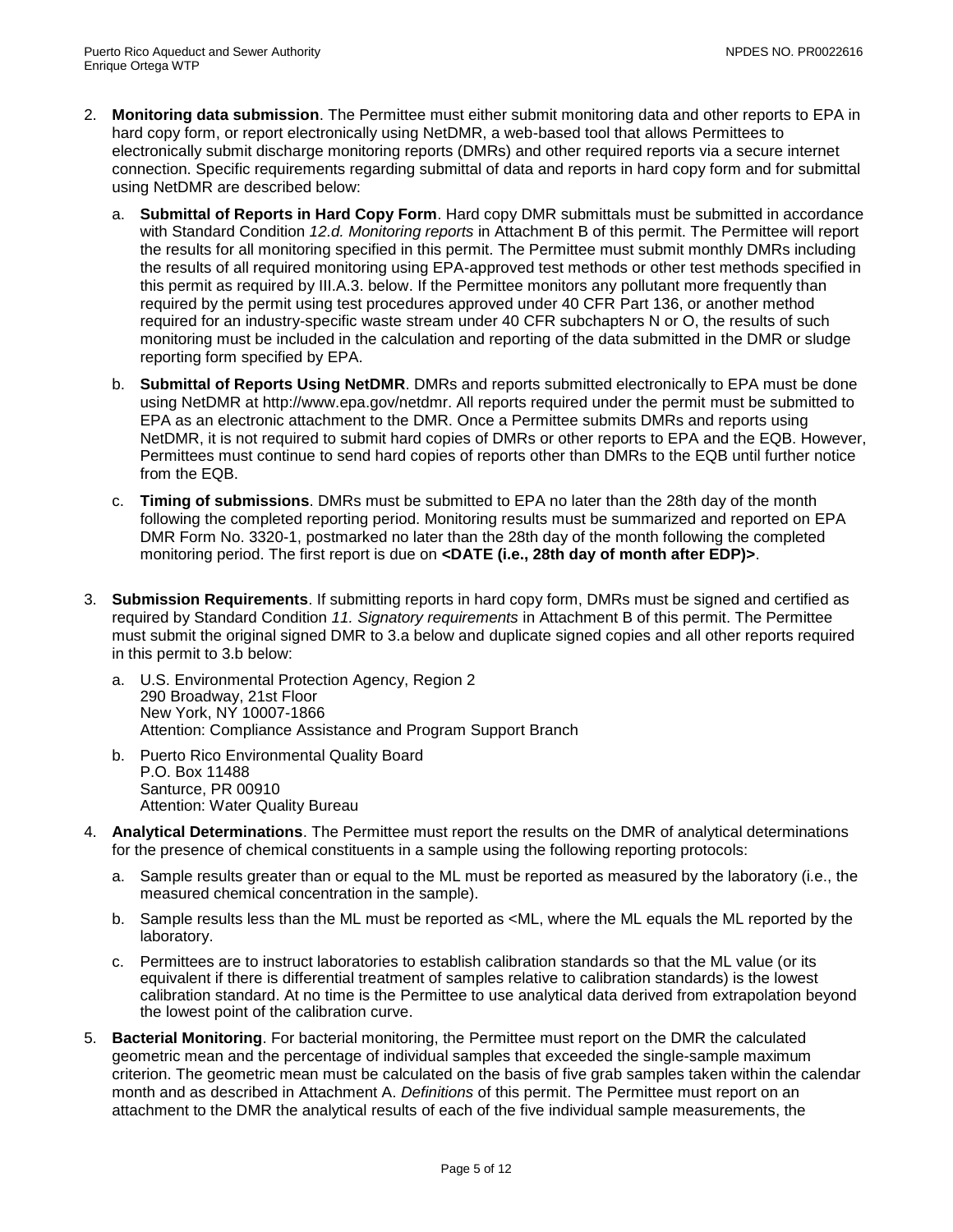2. **Monitoring data submission**. The Permittee must either submit monitoring data and other reports to EPA in hard copy form, or report electronically using NetDMR, a web-based tool that allows Permittees to electronically submit discharge monitoring reports (DMRs) and other required reports via a secure internet connection. Specific requirements regarding submittal of data and reports in hard copy form and for submittal using NetDMR are described below:

   a. **Submittal of Reports in Hard Copy Form**. Hard copy DMR submittals must be submitted in accordance with Standard Condition *12.d. Monitoring reports* in Attachment B of this permit. The Permittee will report the results for all monitoring specified in this permit. The Permittee must submit monthly DMRs including the results of all required monitoring using EPA-approved test methods or other test methods specified in this permit as required by III.A.3. below. If the Permittee monitors any pollutant more frequently than required by the permit using test procedures approved under 40 CFR Part 136, or another method required for an industry-specific waste stream under 40 CFR subchapters N or O, the results of such monitoring must be included in the calculation and reporting of the data submitted in the DMR or sludge reporting form specified by EPA.

   b. **Submittal of Reports Using NetDMR**. DMRs and reports submitted electronically to EPA must be done using NetDMR at http://www.epa.gov/netdmr. All reports required under the permit must be submitted to EPA as an electronic attachment to the DMR. Once a Permittee submits DMRs and reports using NetDMR, it is not required to submit hard copies of DMRs or other reports to EPA and the EQB. However, Permittees must continue to send hard copies of reports other than DMRs to the EQB until further notice from the EQB.

   c. **Timing of submissions**. DMRs must be submitted to EPA no later than the 28th day of the month following the completed reporting period. Monitoring results must be summarized and reported on EPA DMR Form No. 3320-1, postmarked no later than the 28th day of the month following the completed monitoring period. The first report is due on **<DATE (i.e., 28th day of month after EDP)>**.

3. **Submission Requirements**. If submitting reports in hard copy form, DMRs must be signed and certified as required by Standard Condition *11. Signatory requirements* in Attachment B of this permit. The Permittee must submit the original signed DMR to 3.a below and duplicate signed copies and all other reports required in this permit to 3.b below:

   a. U.S. Environmental Protection Agency, Region 2
      290 Broadway, 21st Floor
      New York, NY 10007-1866
      Attention: Compliance Assistance and Program Support Branch

   b. Puerto Rico Environmental Quality Board
      P.O. Box 11488
      Santurce, PR 00910
      Attention: Water Quality Bureau

4. **Analytical Determinations**. The Permittee must report the results on the DMR of analytical determinations for the presence of chemical constituents in a sample using the following reporting protocols:

   a. Sample results greater than or equal to the ML must be reported as measured by the laboratory (i.e., the measured chemical concentration in the sample).

   b. Sample results less than the ML must be reported as <ML, where the ML equals the ML reported by the laboratory.

   c. Permittees are to instruct laboratories to establish calibration standards so that the ML value (or its equivalent if there is differential treatment of samples relative to calibration standards) is the lowest calibration standard. At no time is the Permittee to use analytical data derived from extrapolation beyond the lowest point of the calibration curve.

5. **Bacterial Monitoring**. For bacterial monitoring, the Permittee must report on the DMR the calculated geometric mean and the percentage of individual samples that exceeded the single-sample maximum criterion. The geometric mean must be calculated on the basis of five grab samples taken within the calendar month and as described in Attachment A. *Definitions* of this permit. The Permittee must report on an attachment to the DMR the analytical results of each of the five individual sample measurements, the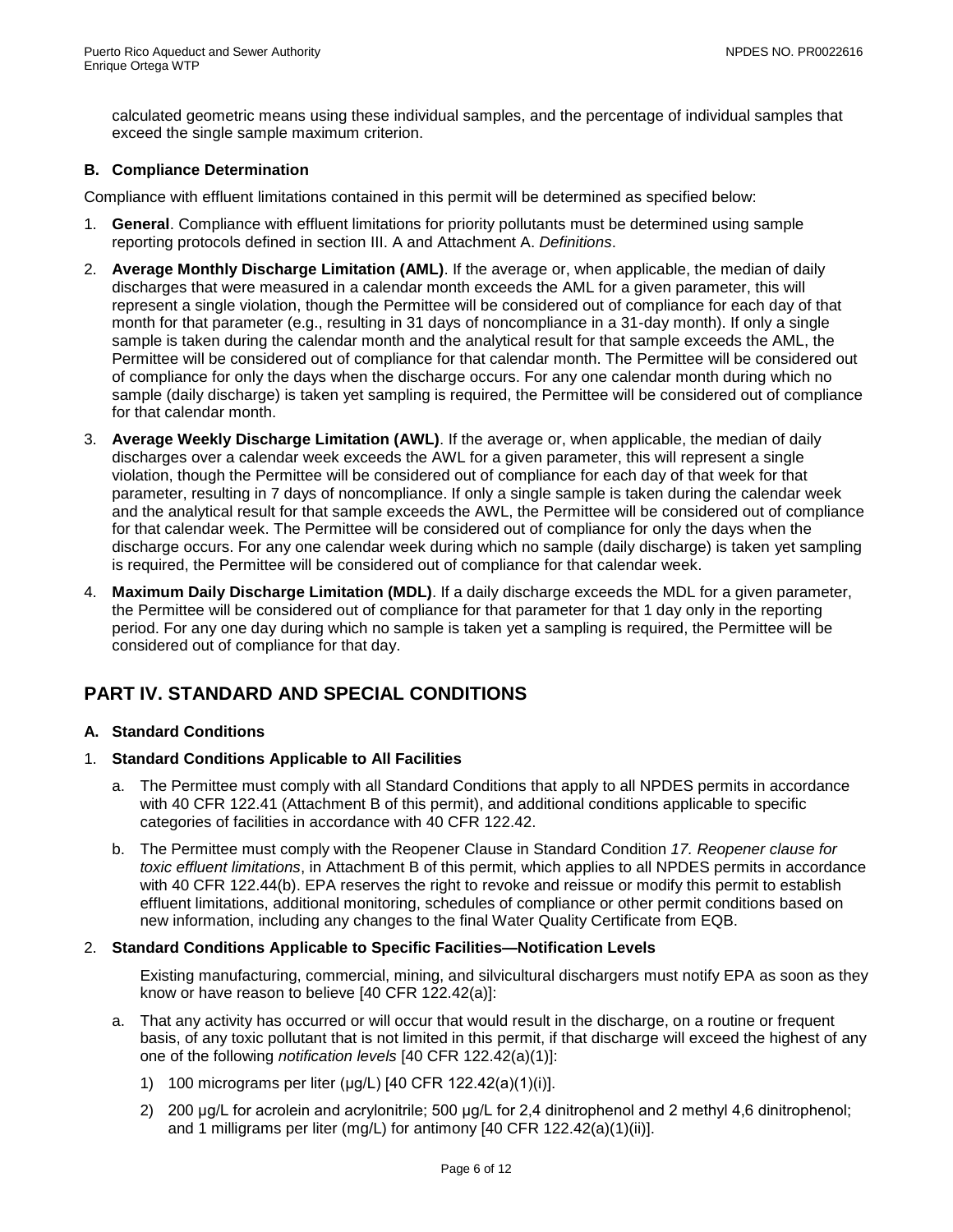calculated geometric means using these individual samples, and the percentage of individual samples that exceed the single sample maximum criterion.

### B. Compliance Determination

Compliance with effluent limitations contained in this permit will be determined as specified below:

1. **General**. Compliance with effluent limitations for priority pollutants must be determined using sample reporting protocols defined in section III. A and Attachment A. *Definitions*.
2. **Average Monthly Discharge Limitation (AML)**. If the average or, when applicable, the median of daily discharges that were measured in a calendar month exceeds the AML for a given parameter, this will represent a single violation, though the Permittee will be considered out of compliance for each day of that month for that parameter (e.g., resulting in 31 days of noncompliance in a 31-day month). If only a single sample is taken during the calendar month and the analytical result for that sample exceeds the AML, the Permittee will be considered out of compliance for that calendar month. The Permittee will be considered out of compliance for only the days when the discharge occurs. For any one calendar month during which no sample (daily discharge) is taken yet sampling is required, the Permittee will be considered out of compliance for that calendar month.
3. **Average Weekly Discharge Limitation (AWL)**. If the average or, when applicable, the median of daily discharges over a calendar week exceeds the AWL for a given parameter, this will represent a single violation, though the Permittee will be considered out of compliance for each day of that week for that parameter, resulting in 7 days of noncompliance. If only a single sample is taken during the calendar week and the analytical result for that sample exceeds the AWL, the Permittee will be considered out of compliance for that calendar week. The Permittee will be considered out of compliance for only the days when the discharge occurs. For any one calendar week during which no sample (daily discharge) is taken yet sampling is required, the Permittee will be considered out of compliance for that calendar week.
4. **Maximum Daily Discharge Limitation (MDL)**. If a daily discharge exceeds the MDL for a given parameter, the Permittee will be considered out of compliance for that parameter for that 1 day only in the reporting period. For any one day during which no sample is taken yet a sampling is required, the Permittee will be considered out of compliance for that day.

## PART IV. STANDARD AND SPECIAL CONDITIONS

### A. Standard Conditions

1. **Standard Conditions Applicable to All Facilities**
   a. The Permittee must comply with all Standard Conditions that apply to all NPDES permits in accordance with 40 CFR 122.41 (Attachment B of this permit), and additional conditions applicable to specific categories of facilities in accordance with 40 CFR 122.42.
   b. The Permittee must comply with the Reopener Clause in Standard Condition *17. Reopener clause for toxic effluent limitations*, in Attachment B of this permit, which applies to all NPDES permits in accordance with 40 CFR 122.44(b). EPA reserves the right to revoke and reissue or modify this permit to establish effluent limitations, additional monitoring, schedules of compliance or other permit conditions based on new information, including any changes to the final Water Quality Certificate from EQB.
2. **Standard Conditions Applicable to Specific Facilities—Notification Levels**

   Existing manufacturing, commercial, mining, and silvicultural dischargers must notify EPA as soon as they know or have reason to believe [40 CFR 122.42(a)]:

   a. That any activity has occurred or will occur that would result in the discharge, on a routine or frequent basis, of any toxic pollutant that is not limited in this permit, if that discharge will exceed the highest of any one of the following *notification levels* [40 CFR 122.42(a)(1)]:
      1) 100 micrograms per liter (µg/L) [40 CFR 122.42(a)(1)(i)].
      2) 200 µg/L for acrolein and acrylonitrile; 500 µg/L for 2,4 dinitrophenol and 2 methyl 4,6 dinitrophenol; and 1 milligrams per liter (mg/L) for antimony [40 CFR 122.42(a)(1)(ii)].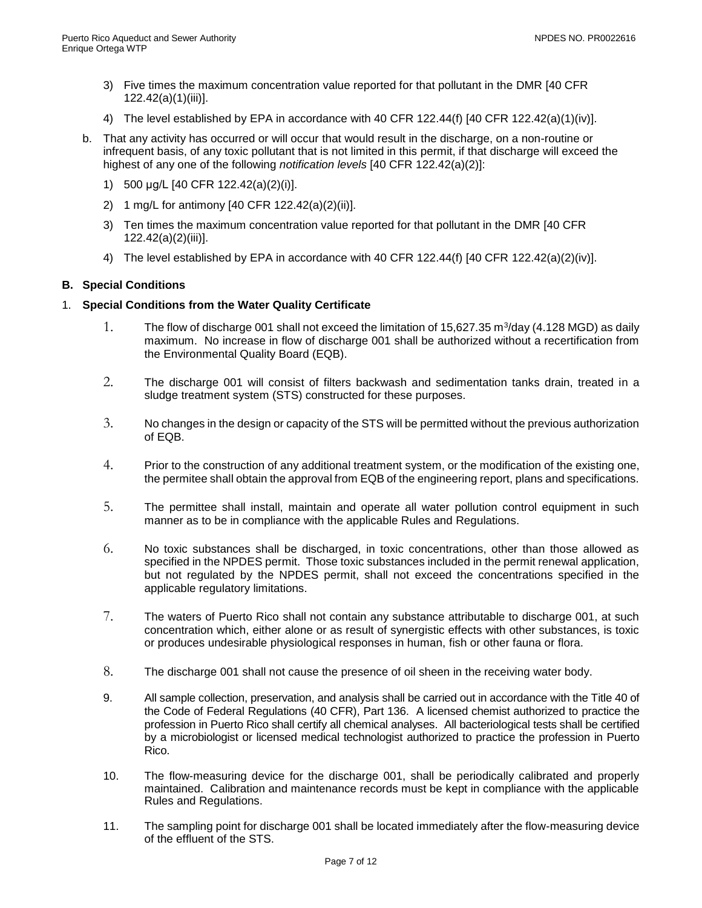3) Five times the maximum concentration value reported for that pollutant in the DMR [40 CFR 122.42(a)(1)(iii)].

4) The level established by EPA in accordance with 40 CFR 122.44(f) [40 CFR 122.42(a)(1)(iv)].

b. That any activity has occurred or will occur that would result in the discharge, on a non-routine or infrequent basis, of any toxic pollutant that is not limited in this permit, if that discharge will exceed the highest of any one of the following *notification levels* [40 CFR 122.42(a)(2)]:

1) 500 µg/L [40 CFR 122.42(a)(2)(i)].

2) 1 mg/L for antimony [40 CFR 122.42(a)(2)(ii)].

3) Ten times the maximum concentration value reported for that pollutant in the DMR [40 CFR 122.42(a)(2)(iii)].

4) The level established by EPA in accordance with 40 CFR 122.44(f) [40 CFR 122.42(a)(2)(iv)].

**B. Special Conditions**

1. **Special Conditions from the Water Quality Certificate**

1. The flow of discharge 001 shall not exceed the limitation of 15,627.35 $m^3$/day (4.128 MGD) as daily maximum. No increase in flow of discharge 001 shall be authorized without a recertification from the Environmental Quality Board (EQB).

2. The discharge 001 will consist of filters backwash and sedimentation tanks drain, treated in a sludge treatment system (STS) constructed for these purposes.

3. No changes in the design or capacity of the STS will be permitted without the previous authorization of EQB.

4. Prior to the construction of any additional treatment system, or the modification of the existing one, the permitee shall obtain the approval from EQB of the engineering report, plans and specifications.

5. The permittee shall install, maintain and operate all water pollution control equipment in such manner as to be in compliance with the applicable Rules and Regulations.

6. No toxic substances shall be discharged, in toxic concentrations, other than those allowed as specified in the NPDES permit. Those toxic substances included in the permit renewal application, but not regulated by the NPDES permit, shall not exceed the concentrations specified in the applicable regulatory limitations.

7. The waters of Puerto Rico shall not contain any substance attributable to discharge 001, at such concentration which, either alone or as result of synergistic effects with other substances, is toxic or produces undesirable physiological responses in human, fish or other fauna or flora.

8. The discharge 001 shall not cause the presence of oil sheen in the receiving water body.

9. All sample collection, preservation, and analysis shall be carried out in accordance with the Title 40 of the Code of Federal Regulations (40 CFR), Part 136. A licensed chemist authorized to practice the profession in Puerto Rico shall certify all chemical analyses. All bacteriological tests shall be certified by a microbiologist or licensed medical technologist authorized to practice the profession in Puerto Rico.

10. The flow-measuring device for the discharge 001, shall be periodically calibrated and properly maintained. Calibration and maintenance records must be kept in compliance with the applicable Rules and Regulations.

11. The sampling point for discharge 001 shall be located immediately after the flow-measuring device of the effluent of the STS.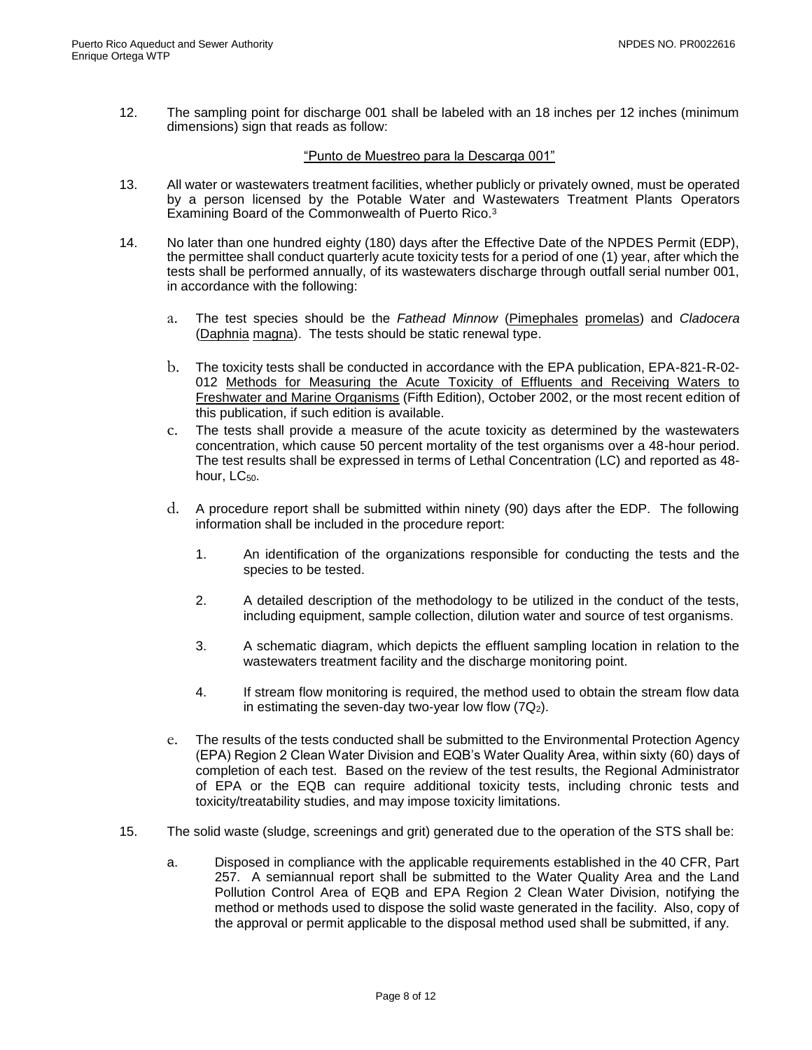12. The sampling point for discharge 001 shall be labeled with an 18 inches per 12 inches (minimum dimensions) sign that reads as follow:

   "Punto de Muestreo para la Descarga 001"

13. All water or wastewaters treatment facilities, whether publicly or privately owned, must be operated by a person licensed by the Potable Water and Wastewaters Treatment Plants Operators Examining Board of the Commonwealth of Puerto Rico.[3]

14. No later than one hundred eighty (180) days after the Effective Date of the NPDES Permit (EDP), the permittee shall conduct quarterly acute toxicity tests for a period of one (1) year, after which the tests shall be performed annually, of its wastewaters discharge through outfall serial number 001, in accordance with the following:

   a. The test species should be the *Fathead Minnow* (Pimephales promelas) and *Cladocera* (Daphnia magna). The tests should be static renewal type.

   b. The toxicity tests shall be conducted in accordance with the EPA publication, EPA-821-R-02-012 Methods for Measuring the Acute Toxicity of Effluents and Receiving Waters to Freshwater and Marine Organisms (Fifth Edition), October 2002, or the most recent edition of this publication, if such edition is available.

   c. The tests shall provide a measure of the acute toxicity as determined by the wastewaters concentration, which cause 50 percent mortality of the test organisms over a 48-hour period. The test results shall be expressed in terms of Lethal Concentration (LC) and reported as 48-hour, $LC_{50}$.

   d. A procedure report shall be submitted within ninety (90) days after the EDP. The following information shall be included in the procedure report:

      1. An identification of the organizations responsible for conducting the tests and the species to be tested.

      2. A detailed description of the methodology to be utilized in the conduct of the tests, including equipment, sample collection, dilution water and source of test organisms.

      3. A schematic diagram, which depicts the effluent sampling location in relation to the wastewaters treatment facility and the discharge monitoring point.

      4. If stream flow monitoring is required, the method used to obtain the stream flow data in estimating the seven-day two-year low flow ($7Q_2$).

   e. The results of the tests conducted shall be submitted to the Environmental Protection Agency (EPA) Region 2 Clean Water Division and EQB's Water Quality Area, within sixty (60) days of completion of each test. Based on the review of the test results, the Regional Administrator of EPA or the EQB can require additional toxicity tests, including chronic tests and toxicity/treatability studies, and may impose toxicity limitations.

15. The solid waste (sludge, screenings and grit) generated due to the operation of the STS shall be:

   a. Disposed in compliance with the applicable requirements established in the 40 CFR, Part 257. A semiannual report shall be submitted to the Water Quality Area and the Land Pollution Control Area of EQB and EPA Region 2 Clean Water Division, notifying the method or methods used to dispose the solid waste generated in the facility. Also, copy of the approval or permit applicable to the disposal method used shall be submitted, if any.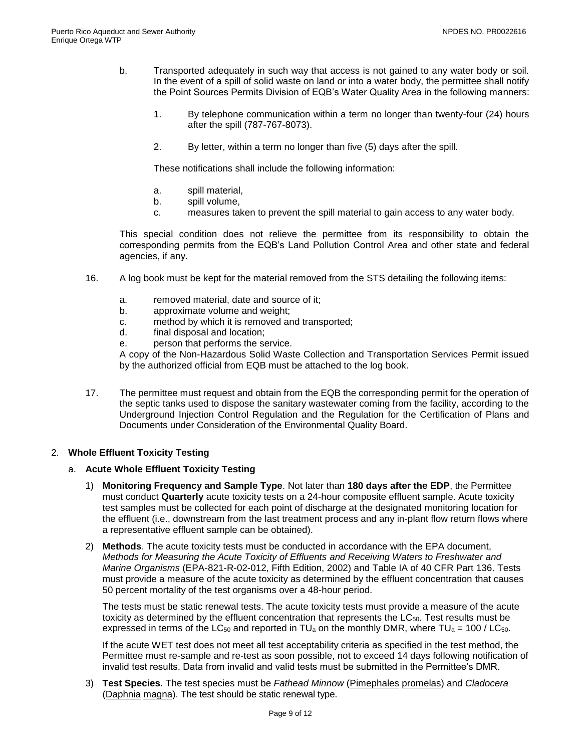b. Transported adequately in such way that access is not gained to any water body or soil. In the event of a spill of solid waste on land or into a water body, the permittee shall notify the Point Sources Permits Division of EQB's Water Quality Area in the following manners:

   1. By telephone communication within a term no longer than twenty-four (24) hours after the spill (787-767-8073).

   2. By letter, within a term no longer than five (5) days after the spill.

   These notifications shall include the following information:

   a. spill material,
   b. spill volume,
   c. measures taken to prevent the spill material to gain access to any water body.

   This special condition does not relieve the permittee from its responsibility to obtain the corresponding permits from the EQB's Land Pollution Control Area and other state and federal agencies, if any.

16. A log book must be kept for the material removed from the STS detailing the following items:

    a. removed material, date and source of it;
    b. approximate volume and weight;
    c. method by which it is removed and transported;
    d. final disposal and location;
    e. person that performs the service.

    A copy of the Non-Hazardous Solid Waste Collection and Transportation Services Permit issued by the authorized official from EQB must be attached to the log book.

17. The permittee must request and obtain from the EQB the corresponding permit for the operation of the septic tanks used to dispose the sanitary wastewater coming from the facility, according to the Underground Injection Control Regulation and the Regulation for the Certification of Plans and Documents under Consideration of the Environmental Quality Board.

2. **Whole Effluent Toxicity Testing**

   a. **Acute Whole Effluent Toxicity Testing**

      1) **Monitoring Frequency and Sample Type**. Not later than **180 days after the EDP**, the Permittee must conduct **Quarterly** acute toxicity tests on a 24-hour composite effluent sample. Acute toxicity test samples must be collected for each point of discharge at the designated monitoring location for the effluent (i.e., downstream from the last treatment process and any in-plant flow return flows where a representative effluent sample can be obtained).

      2) **Methods**. The acute toxicity tests must be conducted in accordance with the EPA document, *Methods for Measuring the Acute Toxicity of Effluents and Receiving Waters to Freshwater and Marine Organisms* (EPA-821-R-02-012, Fifth Edition, 2002) and Table IA of 40 CFR Part 136. Tests must provide a measure of the acute toxicity as determined by the effluent concentration that causes 50 percent mortality of the test organisms over a 48-hour period.

         The tests must be static renewal tests. The acute toxicity tests must provide a measure of the acute toxicity as determined by the effluent concentration that represents the $LC_{50}$. Test results must be expressed in terms of the $LC_{50}$ and reported in $TU_a$ on the monthly DMR, where $TU_a = 100 / LC_{50}$.

         If the acute WET test does not meet all test acceptability criteria as specified in the test method, the Permittee must re-sample and re-test as soon possible, not to exceed 14 days following notification of invalid test results. Data from invalid and valid tests must be submitted in the Permittee's DMR.

      3) **Test Species**. The test species must be *Fathead Minnow* (Pimephales promelas) and *Cladocera* (Daphnia magna). The test should be static renewal type.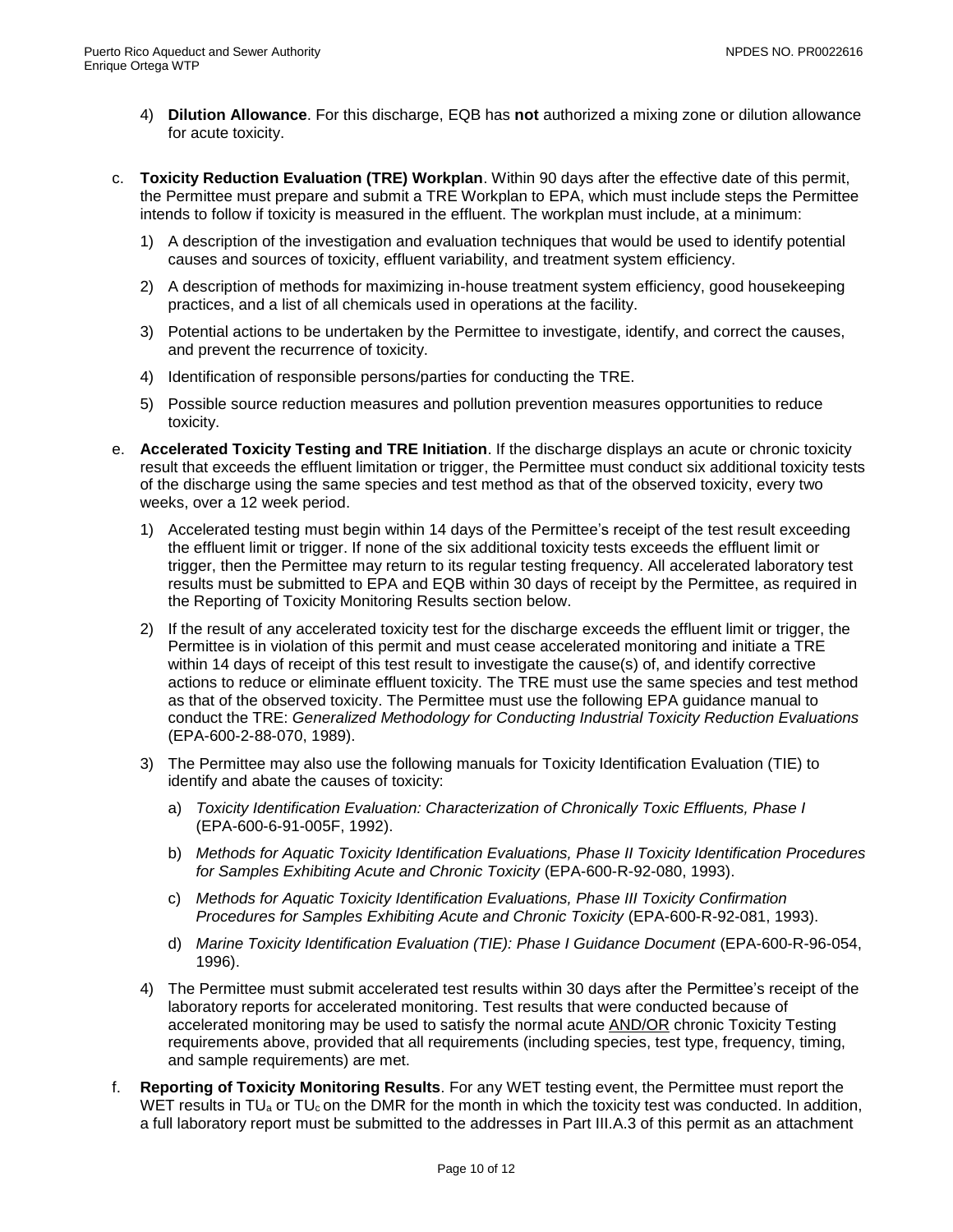4) **Dilution Allowance**. For this discharge, EQB has **not** authorized a mixing zone or dilution allowance for acute toxicity.

c. **Toxicity Reduction Evaluation (TRE) Workplan**. Within 90 days after the effective date of this permit, the Permittee must prepare and submit a TRE Workplan to EPA, which must include steps the Permittee intends to follow if toxicity is measured in the effluent. The workplan must include, at a minimum:

   1) A description of the investigation and evaluation techniques that would be used to identify potential causes and sources of toxicity, effluent variability, and treatment system efficiency.

   2) A description of methods for maximizing in-house treatment system efficiency, good housekeeping practices, and a list of all chemicals used in operations at the facility.

   3) Potential actions to be undertaken by the Permittee to investigate, identify, and correct the causes, and prevent the recurrence of toxicity.

   4) Identification of responsible persons/parties for conducting the TRE.

   5) Possible source reduction measures and pollution prevention measures opportunities to reduce toxicity.

e. **Accelerated Toxicity Testing and TRE Initiation**. If the discharge displays an acute or chronic toxicity result that exceeds the effluent limitation or trigger, the Permittee must conduct six additional toxicity tests of the discharge using the same species and test method as that of the observed toxicity, every two weeks, over a 12 week period.

   1) Accelerated testing must begin within 14 days of the Permittee's receipt of the test result exceeding the effluent limit or trigger. If none of the six additional toxicity tests exceeds the effluent limit or trigger, then the Permittee may return to its regular testing frequency. All accelerated laboratory test results must be submitted to EPA and EQB within 30 days of receipt by the Permittee, as required in the Reporting of Toxicity Monitoring Results section below.

   2) If the result of any accelerated toxicity test for the discharge exceeds the effluent limit or trigger, the Permittee is in violation of this permit and must cease accelerated monitoring and initiate a TRE within 14 days of receipt of this test result to investigate the cause(s) of, and identify corrective actions to reduce or eliminate effluent toxicity. The TRE must use the same species and test method as that of the observed toxicity. The Permittee must use the following EPA guidance manual to conduct the TRE: *Generalized Methodology for Conducting Industrial Toxicity Reduction Evaluations* (EPA-600-2-88-070, 1989).

   3) The Permittee may also use the following manuals for Toxicity Identification Evaluation (TIE) to identify and abate the causes of toxicity:

      a) *Toxicity Identification Evaluation: Characterization of Chronically Toxic Effluents, Phase I* (EPA-600-6-91-005F, 1992).

      b) *Methods for Aquatic Toxicity Identification Evaluations, Phase II Toxicity Identification Procedures for Samples Exhibiting Acute and Chronic Toxicity* (EPA-600-R-92-080, 1993).

      c) *Methods for Aquatic Toxicity Identification Evaluations, Phase III Toxicity Confirmation Procedures for Samples Exhibiting Acute and Chronic Toxicity* (EPA-600-R-92-081, 1993).

      d) *Marine Toxicity Identification Evaluation (TIE): Phase I Guidance Document* (EPA-600-R-96-054, 1996).

   4) The Permittee must submit accelerated test results within 30 days after the Permittee's receipt of the laboratory reports for accelerated monitoring. Test results that were conducted because of accelerated monitoring may be used to satisfy the normal acute AND/OR chronic Toxicity Testing requirements above, provided that all requirements (including species, test type, frequency, timing, and sample requirements) are met.

f. **Reporting of Toxicity Monitoring Results**. For any WET testing event, the Permittee must report the WET results in $TU_a$ or $TU_c$ on the DMR for the month in which the toxicity test was conducted. In addition, a full laboratory report must be submitted to the addresses in Part III.A.3 of this permit as an attachment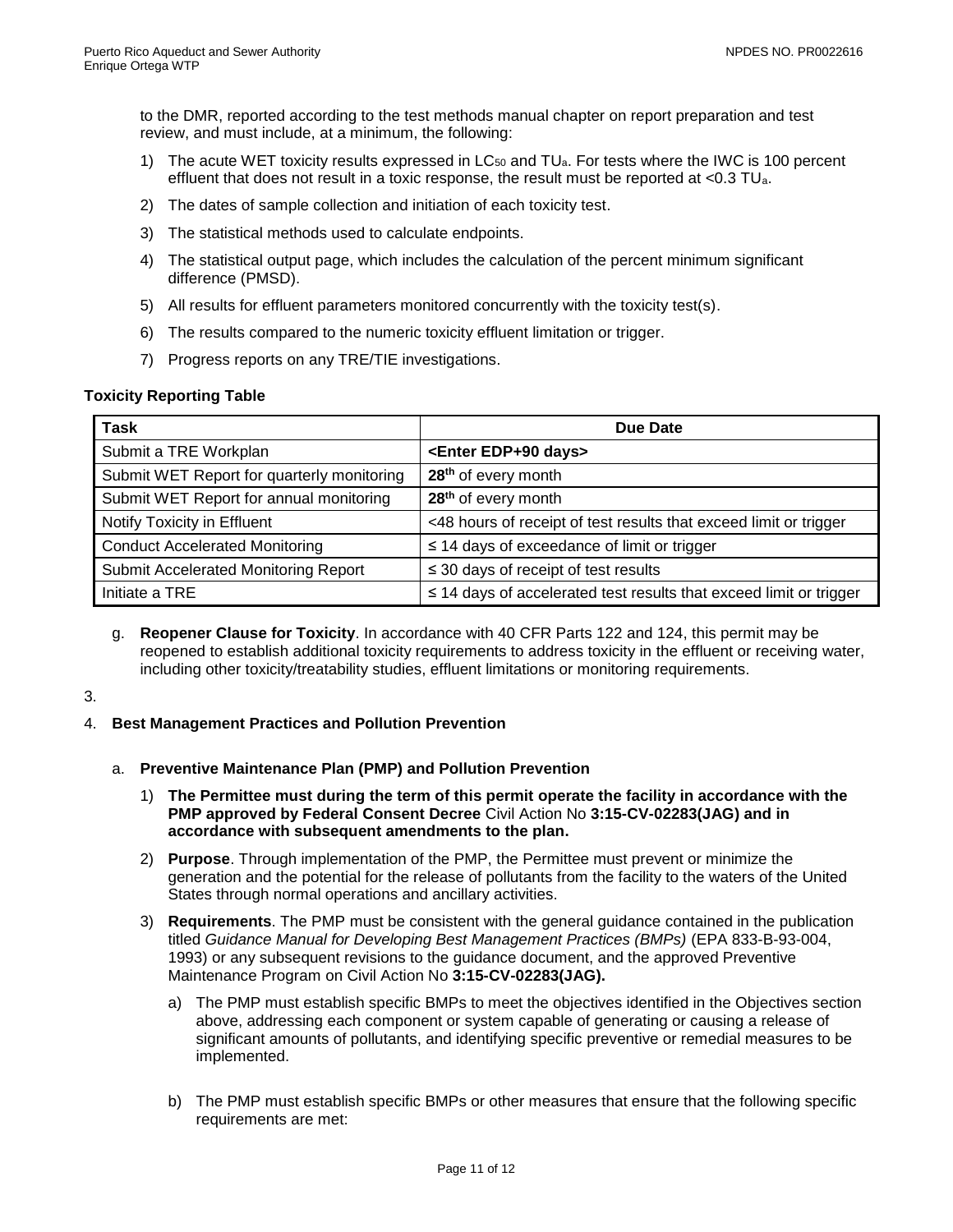to the DMR, reported according to the test methods manual chapter on report preparation and test review, and must include, at a minimum, the following:

1) The acute WET toxicity results expressed in $LC_{50}$ and $TU_a$. For tests where the IWC is 100 percent effluent that does not result in a toxic response, the result must be reported at <0.3 $TU_a$.
2) The dates of sample collection and initiation of each toxicity test.
3) The statistical methods used to calculate endpoints.
4) The statistical output page, which includes the calculation of the percent minimum significant difference (PMSD).
5) All results for effluent parameters monitored concurrently with the toxicity test(s).
6) The results compared to the numeric toxicity effluent limitation or trigger.
7) Progress reports on any TRE/TIE investigations.

**Toxicity Reporting Table**

| Task | Due Date |
|---|---|
| Submit a TRE Workplan | **<Enter EDP+90 days>** |
| Submit WET Report for quarterly monitoring | **28th** of every month |
| Submit WET Report for annual monitoring | **28th** of every month |
| Notify Toxicity in Effluent | <48 hours of receipt of test results that exceed limit or trigger |
| Conduct Accelerated Monitoring | ≤ 14 days of exceedance of limit or trigger |
| Submit Accelerated Monitoring Report | ≤ 30 days of receipt of test results |
| Initiate a TRE | ≤ 14 days of accelerated test results that exceed limit or trigger |

g. **Reopener Clause for Toxicity**. In accordance with 40 CFR Parts 122 and 124, this permit may be reopened to establish additional toxicity requirements to address toxicity in the effluent or receiving water, including other toxicity/treatability studies, effluent limitations or monitoring requirements.

3.

4. **Best Management Practices and Pollution Prevention**

a. **Preventive Maintenance Plan (PMP) and Pollution Prevention**

1) **The Permittee must during the term of this permit operate the facility in accordance with the PMP approved by Federal Consent Decree** Civil Action No **3:15-CV-02283(JAG) and in accordance with subsequent amendments to the plan.**

2) **Purpose**. Through implementation of the PMP, the Permittee must prevent or minimize the generation and the potential for the release of pollutants from the facility to the waters of the United States through normal operations and ancillary activities.

3) **Requirements**. The PMP must be consistent with the general guidance contained in the publication titled *Guidance Manual for Developing Best Management Practices (BMPs)* (EPA 833-B-93-004, 1993) or any subsequent revisions to the guidance document, and the approved Preventive Maintenance Program on Civil Action No **3:15-CV-02283(JAG).**

a) The PMP must establish specific BMPs to meet the objectives identified in the Objectives section above, addressing each component or system capable of generating or causing a release of significant amounts of pollutants, and identifying specific preventive or remedial measures to be implemented.

b) The PMP must establish specific BMPs or other measures that ensure that the following specific requirements are met: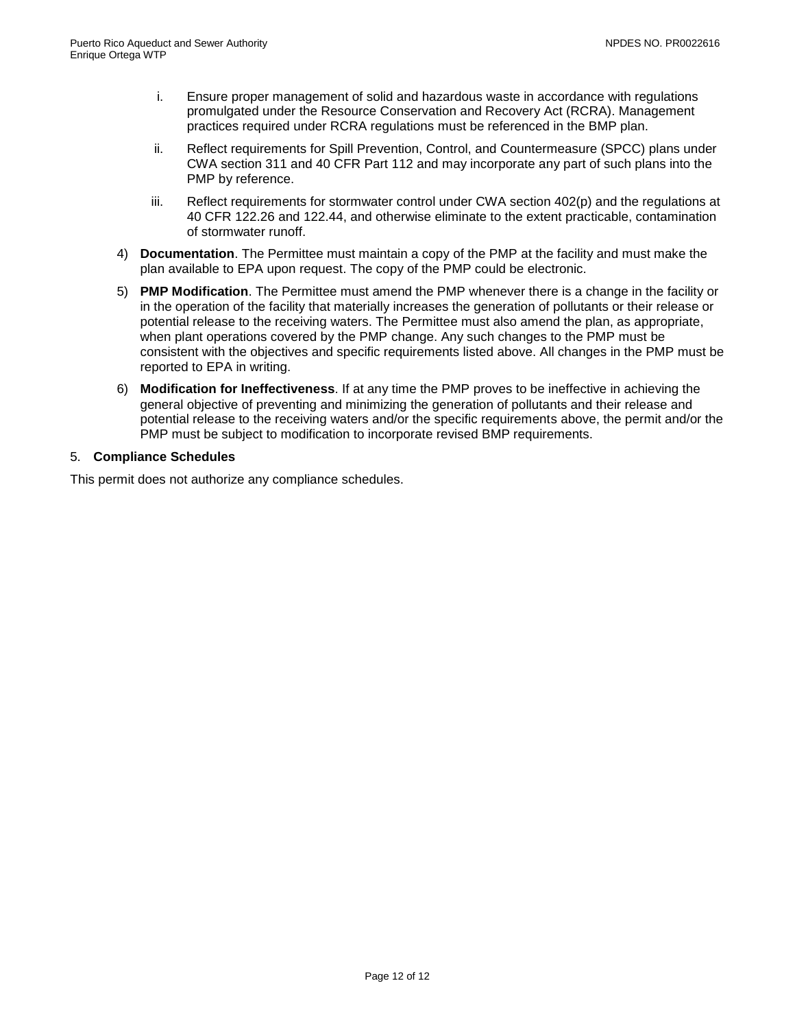i. Ensure proper management of solid and hazardous waste in accordance with regulations promulgated under the Resource Conservation and Recovery Act (RCRA). Management practices required under RCRA regulations must be referenced in the BMP plan.

ii. Reflect requirements for Spill Prevention, Control, and Countermeasure (SPCC) plans under CWA section 311 and 40 CFR Part 112 and may incorporate any part of such plans into the PMP by reference.

iii. Reflect requirements for stormwater control under CWA section 402(p) and the regulations at 40 CFR 122.26 and 122.44, and otherwise eliminate to the extent practicable, contamination of stormwater runoff.

4) **Documentation**. The Permittee must maintain a copy of the PMP at the facility and must make the plan available to EPA upon request. The copy of the PMP could be electronic.

5) **PMP Modification**. The Permittee must amend the PMP whenever there is a change in the facility or in the operation of the facility that materially increases the generation of pollutants or their release or potential release to the receiving waters. The Permittee must also amend the plan, as appropriate, when plant operations covered by the PMP change. Any such changes to the PMP must be consistent with the objectives and specific requirements listed above. All changes in the PMP must be reported to EPA in writing.

6) **Modification for Ineffectiveness**. If at any time the PMP proves to be ineffective in achieving the general objective of preventing and minimizing the generation of pollutants and their release and potential release to the receiving waters and/or the specific requirements above, the permit and/or the PMP must be subject to modification to incorporate revised BMP requirements.

5. **Compliance Schedules**

This permit does not authorize any compliance schedules.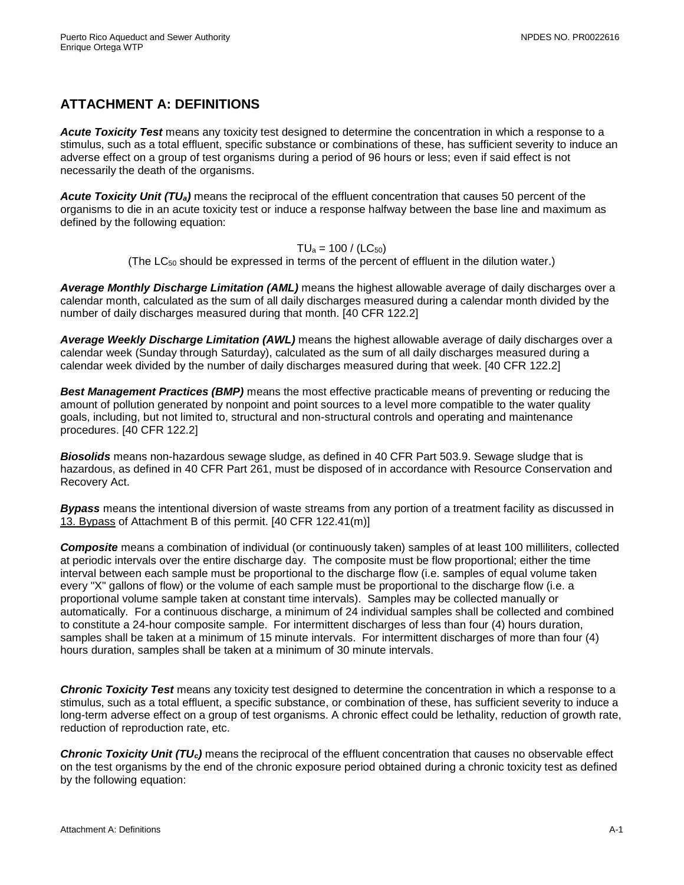## ATTACHMENT A: DEFINITIONS

***Acute Toxicity Test*** means any toxicity test designed to determine the concentration in which a response to a stimulus, such as a total effluent, specific substance or combinations of these, has sufficient severity to induce an adverse effect on a group of test organisms during a period of 96 hours or less; even if said effect is not necessarily the death of the organisms.

***Acute Toxicity Unit ($TU_a$)*** means the reciprocal of the effluent concentration that causes 50 percent of the organisms to die in an acute toxicity test or induce a response halfway between the base line and maximum as defined by the following equation:

$$TU_a = 100 / (LC_{50})$$

(The $LC_{50}$ should be expressed in terms of the percent of effluent in the dilution water.)

***Average Monthly Discharge Limitation (AML)*** means the highest allowable average of daily discharges over a calendar month, calculated as the sum of all daily discharges measured during a calendar month divided by the number of daily discharges measured during that month. [40 CFR 122.2]

***Average Weekly Discharge Limitation (AWL)*** means the highest allowable average of daily discharges over a calendar week (Sunday through Saturday), calculated as the sum of all daily discharges measured during a calendar week divided by the number of daily discharges measured during that week. [40 CFR 122.2]

***Best Management Practices (BMP)*** means the most effective practicable means of preventing or reducing the amount of pollution generated by nonpoint and point sources to a level more compatible to the water quality goals, including, but not limited to, structural and non-structural controls and operating and maintenance procedures. [40 CFR 122.2]

***Biosolids*** means non-hazardous sewage sludge, as defined in 40 CFR Part 503.9. Sewage sludge that is hazardous, as defined in 40 CFR Part 261, must be disposed of in accordance with Resource Conservation and Recovery Act.

***Bypass*** means the intentional diversion of waste streams from any portion of a treatment facility as discussed in 13. Bypass of Attachment B of this permit. [40 CFR 122.41(m)]

***Composite*** means a combination of individual (or continuously taken) samples of at least 100 milliliters, collected at periodic intervals over the entire discharge day. The composite must be flow proportional; either the time interval between each sample must be proportional to the discharge flow (i.e. samples of equal volume taken every "X" gallons of flow) or the volume of each sample must be proportional to the discharge flow (i.e. a proportional volume sample taken at constant time intervals). Samples may be collected manually or automatically. For a continuous discharge, a minimum of 24 individual samples shall be collected and combined to constitute a 24-hour composite sample. For intermittent discharges of less than four (4) hours duration, samples shall be taken at a minimum of 15 minute intervals. For intermittent discharges of more than four (4) hours duration, samples shall be taken at a minimum of 30 minute intervals.

***Chronic Toxicity Test*** means any toxicity test designed to determine the concentration in which a response to a stimulus, such as a total effluent, a specific substance, or combination of these, has sufficient severity to induce a long-term adverse effect on a group of test organisms. A chronic effect could be lethality, reduction of growth rate, reduction of reproduction rate, etc.

***Chronic Toxicity Unit ($TU_c$)*** means the reciprocal of the effluent concentration that causes no observable effect on the test organisms by the end of the chronic exposure period obtained during a chronic toxicity test as defined by the following equation: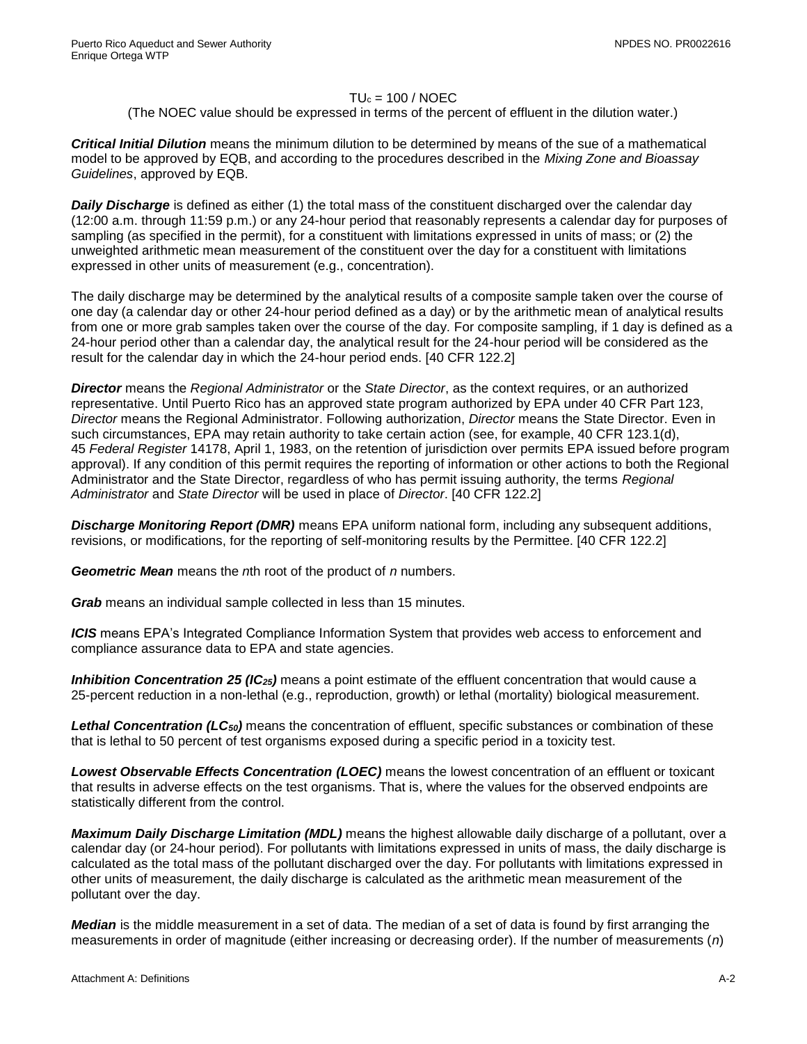$$TU_c = 100 / NOEC$$

(The NOEC value should be expressed in terms of the percent of effluent in the dilution water.)

***Critical Initial Dilution*** means the minimum dilution to be determined by means of the sue of a mathematical model to be approved by EQB, and according to the procedures described in the *Mixing Zone and Bioassay Guidelines*, approved by EQB.

***Daily Discharge*** is defined as either (1) the total mass of the constituent discharged over the calendar day (12:00 a.m. through 11:59 p.m.) or any 24-hour period that reasonably represents a calendar day for purposes of sampling (as specified in the permit), for a constituent with limitations expressed in units of mass; or (2) the unweighted arithmetic mean measurement of the constituent over the day for a constituent with limitations expressed in other units of measurement (e.g., concentration).

The daily discharge may be determined by the analytical results of a composite sample taken over the course of one day (a calendar day or other 24-hour period defined as a day) or by the arithmetic mean of analytical results from one or more grab samples taken over the course of the day. For composite sampling, if 1 day is defined as a 24-hour period other than a calendar day, the analytical result for the 24-hour period will be considered as the result for the calendar day in which the 24-hour period ends. [40 CFR 122.2]

***Director*** means the *Regional Administrator* or the *State Director*, as the context requires, or an authorized representative. Until Puerto Rico has an approved state program authorized by EPA under 40 CFR Part 123, *Director* means the Regional Administrator. Following authorization, *Director* means the State Director. Even in such circumstances, EPA may retain authority to take certain action (see, for example, 40 CFR 123.1(d), 45 *Federal Register* 14178, April 1, 1983, on the retention of jurisdiction over permits EPA issued before program approval). If any condition of this permit requires the reporting of information or other actions to both the Regional Administrator and the State Director, regardless of who has permit issuing authority, the terms *Regional Administrator* and *State Director* will be used in place of *Director*. [40 CFR 122.2]

***Discharge Monitoring Report (DMR)*** means EPA uniform national form, including any subsequent additions, revisions, or modifications, for the reporting of self-monitoring results by the Permittee. [40 CFR 122.2]

***Geometric Mean*** means the *n*th root of the product of *n* numbers.

***Grab*** means an individual sample collected in less than 15 minutes.

***ICIS*** means EPA's Integrated Compliance Information System that provides web access to enforcement and compliance assurance data to EPA and state agencies.

***Inhibition Concentration 25 ($IC_{25}$)*** means a point estimate of the effluent concentration that would cause a 25-percent reduction in a non-lethal (e.g., reproduction, growth) or lethal (mortality) biological measurement.

***Lethal Concentration ($LC_{50}$)*** means the concentration of effluent, specific substances or combination of these that is lethal to 50 percent of test organisms exposed during a specific period in a toxicity test.

***Lowest Observable Effects Concentration (LOEC)*** means the lowest concentration of an effluent or toxicant that results in adverse effects on the test organisms. That is, where the values for the observed endpoints are statistically different from the control.

***Maximum Daily Discharge Limitation (MDL)*** means the highest allowable daily discharge of a pollutant, over a calendar day (or 24-hour period). For pollutants with limitations expressed in units of mass, the daily discharge is calculated as the total mass of the pollutant discharged over the day. For pollutants with limitations expressed in other units of measurement, the daily discharge is calculated as the arithmetic mean measurement of the pollutant over the day.

***Median*** is the middle measurement in a set of data. The median of a set of data is found by first arranging the measurements in order of magnitude (either increasing or decreasing order). If the number of measurements (*n*)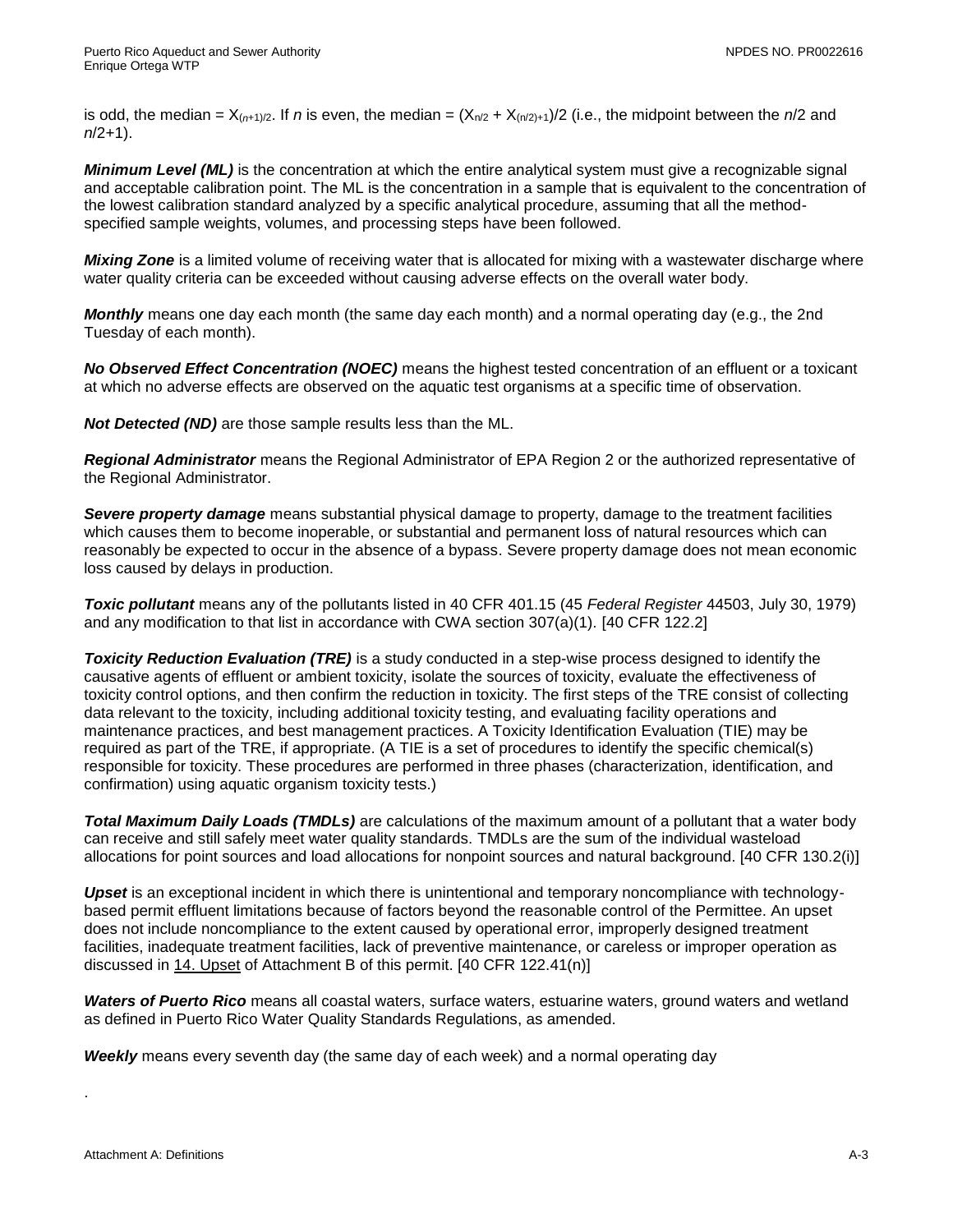is odd, the median = $X_{(n+1)/2}$. If $n$ is even, the median = $(X_{n/2} + X_{(n/2)+1})/2$ (i.e., the midpoint between the $n/2$ and $n/2+1$).

***Minimum Level (ML)*** is the concentration at which the entire analytical system must give a recognizable signal and acceptable calibration point. The ML is the concentration in a sample that is equivalent to the concentration of the lowest calibration standard analyzed by a specific analytical procedure, assuming that all the method-specified sample weights, volumes, and processing steps have been followed.

***Mixing Zone*** is a limited volume of receiving water that is allocated for mixing with a wastewater discharge where water quality criteria can be exceeded without causing adverse effects on the overall water body.

***Monthly*** means one day each month (the same day each month) and a normal operating day (e.g., the 2nd Tuesday of each month).

***No Observed Effect Concentration (NOEC)*** means the highest tested concentration of an effluent or a toxicant at which no adverse effects are observed on the aquatic test organisms at a specific time of observation.

***Not Detected (ND)*** are those sample results less than the ML.

***Regional Administrator*** means the Regional Administrator of EPA Region 2 or the authorized representative of the Regional Administrator.

***Severe property damage*** means substantial physical damage to property, damage to the treatment facilities which causes them to become inoperable, or substantial and permanent loss of natural resources which can reasonably be expected to occur in the absence of a bypass. Severe property damage does not mean economic loss caused by delays in production.

***Toxic pollutant*** means any of the pollutants listed in 40 CFR 401.15 (45 *Federal Register* 44503, July 30, 1979) and any modification to that list in accordance with CWA section 307(a)(1). [40 CFR 122.2]

***Toxicity Reduction Evaluation (TRE)*** is a study conducted in a step-wise process designed to identify the causative agents of effluent or ambient toxicity, isolate the sources of toxicity, evaluate the effectiveness of toxicity control options, and then confirm the reduction in toxicity. The first steps of the TRE consist of collecting data relevant to the toxicity, including additional toxicity testing, and evaluating facility operations and maintenance practices, and best management practices. A Toxicity Identification Evaluation (TIE) may be required as part of the TRE, if appropriate. (A TIE is a set of procedures to identify the specific chemical(s) responsible for toxicity. These procedures are performed in three phases (characterization, identification, and confirmation) using aquatic organism toxicity tests.)

***Total Maximum Daily Loads (TMDLs)*** are calculations of the maximum amount of a pollutant that a water body can receive and still safely meet water quality standards. TMDLs are the sum of the individual wasteload allocations for point sources and load allocations for nonpoint sources and natural background. [40 CFR 130.2(i)]

***Upset*** is an exceptional incident in which there is unintentional and temporary noncompliance with technology-based permit effluent limitations because of factors beyond the reasonable control of the Permittee. An upset does not include noncompliance to the extent caused by operational error, improperly designed treatment facilities, inadequate treatment facilities, lack of preventive maintenance, or careless or improper operation as discussed in 14. Upset of Attachment B of this permit. [40 CFR 122.41(n)]

***Waters of Puerto Rico*** means all coastal waters, surface waters, estuarine waters, ground waters and wetland as defined in Puerto Rico Water Quality Standards Regulations, as amended.

***Weekly*** means every seventh day (the same day of each week) and a normal operating day

.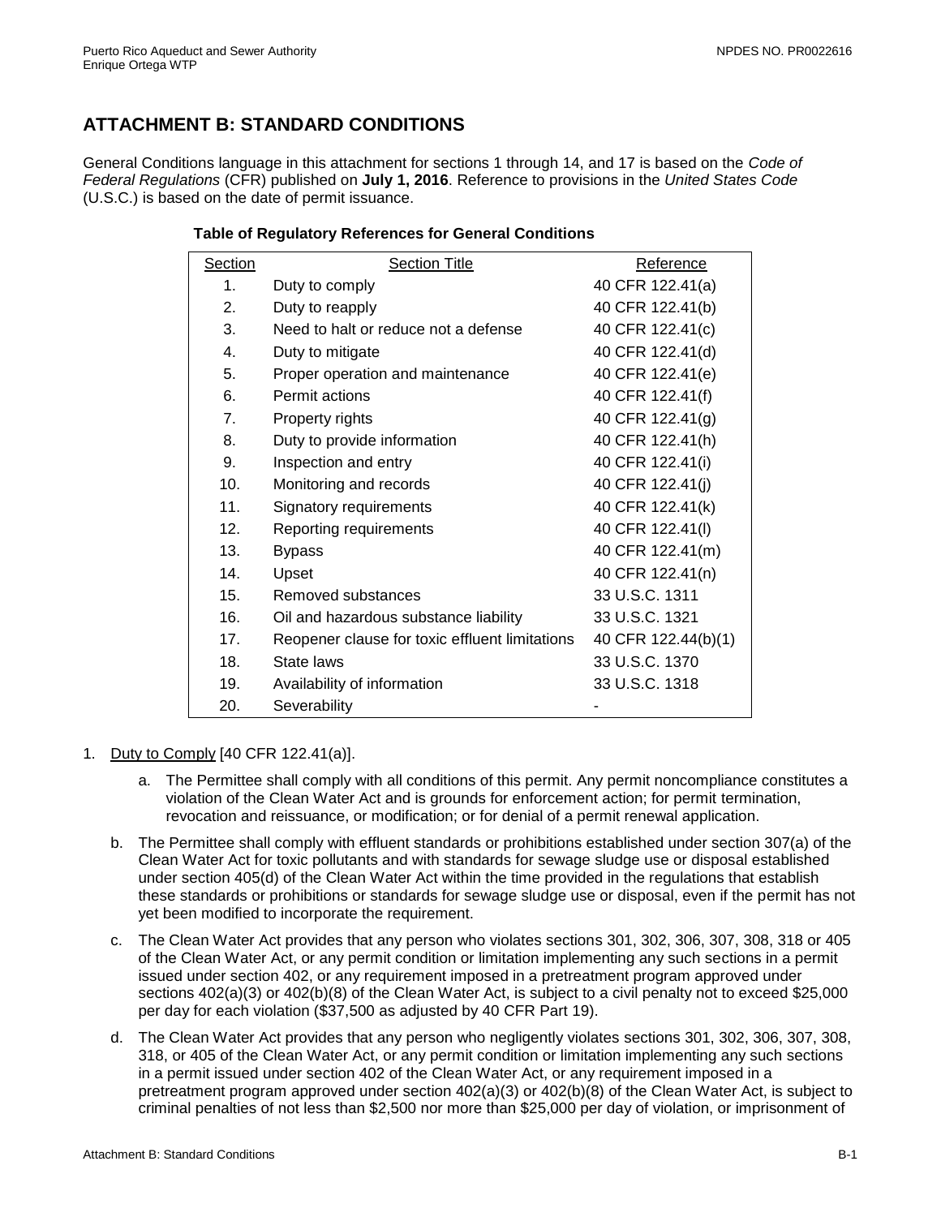## ATTACHMENT B: STANDARD CONDITIONS

General Conditions language in this attachment for sections 1 through 14, and 17 is based on the *Code of Federal Regulations* (CFR) published on **July 1, 2016**. Reference to provisions in the *United States Code* (U.S.C.) is based on the date of permit issuance.

**Table of Regulatory References for General Conditions**

| Section | Section Title | Reference |
|---|---|---|
| 1. | Duty to comply | 40 CFR 122.41(a) |
| 2. | Duty to reapply | 40 CFR 122.41(b) |
| 3. | Need to halt or reduce not a defense | 40 CFR 122.41(c) |
| 4. | Duty to mitigate | 40 CFR 122.41(d) |
| 5. | Proper operation and maintenance | 40 CFR 122.41(e) |
| 6. | Permit actions | 40 CFR 122.41(f) |
| 7. | Property rights | 40 CFR 122.41(g) |
| 8. | Duty to provide information | 40 CFR 122.41(h) |
| 9. | Inspection and entry | 40 CFR 122.41(i) |
| 10. | Monitoring and records | 40 CFR 122.41(j) |
| 11. | Signatory requirements | 40 CFR 122.41(k) |
| 12. | Reporting requirements | 40 CFR 122.41(l) |
| 13. | Bypass | 40 CFR 122.41(m) |
| 14. | Upset | 40 CFR 122.41(n) |
| 15. | Removed substances | 33 U.S.C. 1311 |
| 16. | Oil and hazardous substance liability | 33 U.S.C. 1321 |
| 17. | Reopener clause for toxic effluent limitations | 40 CFR 122.44(b)(1) |
| 18. | State laws | 33 U.S.C. 1370 |
| 19. | Availability of information | 33 U.S.C. 1318 |
| 20. | Severability | - |

1. Duty to Comply [40 CFR 122.41(a)].

   a. The Permittee shall comply with all conditions of this permit. Any permit noncompliance constitutes a violation of the Clean Water Act and is grounds for enforcement action; for permit termination, revocation and reissuance, or modification; or for denial of a permit renewal application.

   b. The Permittee shall comply with effluent standards or prohibitions established under section 307(a) of the Clean Water Act for toxic pollutants and with standards for sewage sludge use or disposal established under section 405(d) of the Clean Water Act within the time provided in the regulations that establish these standards or prohibitions or standards for sewage sludge use or disposal, even if the permit has not yet been modified to incorporate the requirement.

   c. The Clean Water Act provides that any person who violates sections 301, 302, 306, 307, 308, 318 or 405 of the Clean Water Act, or any permit condition or limitation implementing any such sections in a permit issued under section 402, or any requirement imposed in a pretreatment program approved under sections 402(a)(3) or 402(b)(8) of the Clean Water Act, is subject to a civil penalty not to exceed $25,000 per day for each violation ($37,500 as adjusted by 40 CFR Part 19).

   d. The Clean Water Act provides that any person who negligently violates sections 301, 302, 306, 307, 308, 318, or 405 of the Clean Water Act, or any permit condition or limitation implementing any such sections in a permit issued under section 402 of the Clean Water Act, or any requirement imposed in a pretreatment program approved under section 402(a)(3) or 402(b)(8) of the Clean Water Act, is subject to criminal penalties of not less than $2,500 nor more than $25,000 per day of violation, or imprisonment of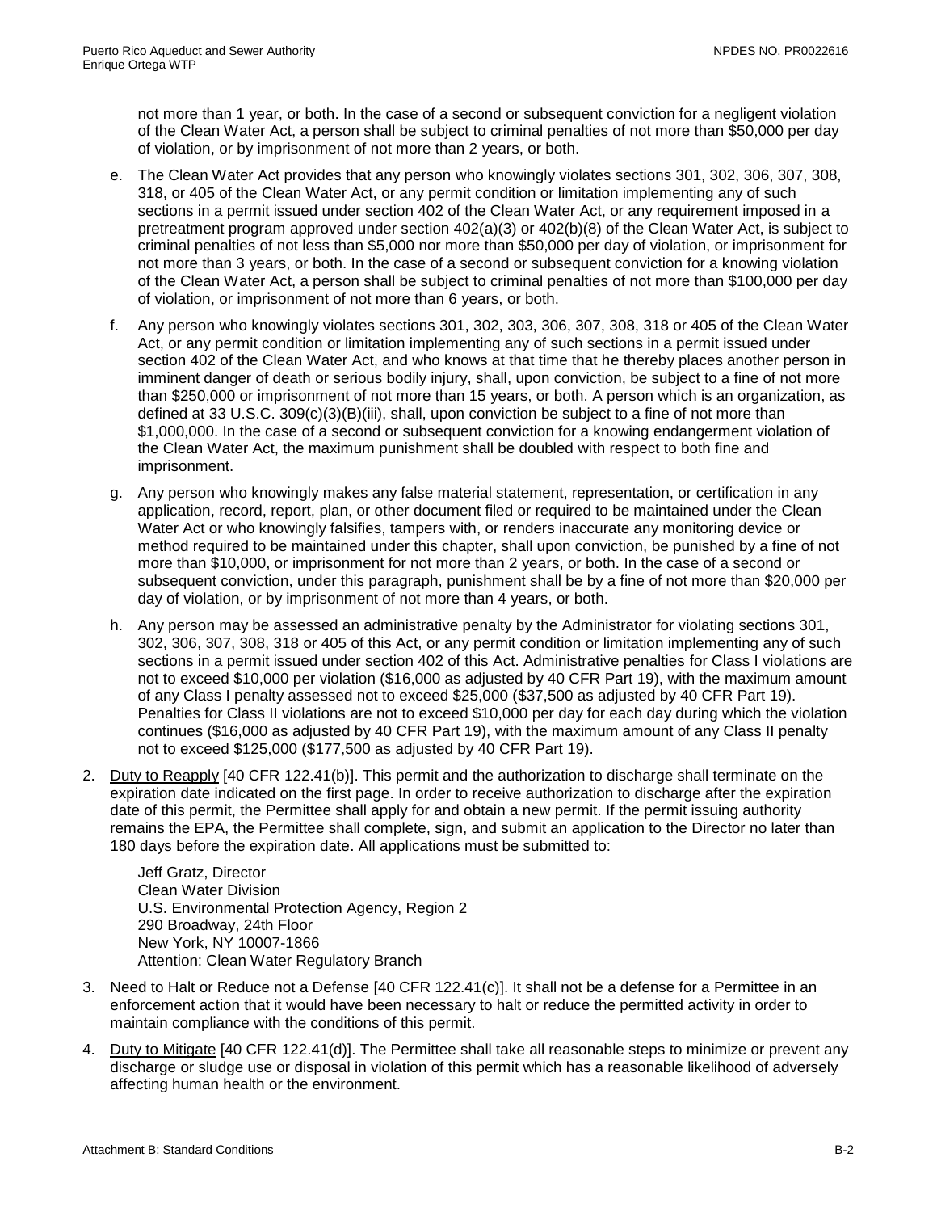not more than 1 year, or both. In the case of a second or subsequent conviction for a negligent violation of the Clean Water Act, a person shall be subject to criminal penalties of not more than $50,000 per day of violation, or by imprisonment of not more than 2 years, or both.

e. The Clean Water Act provides that any person who knowingly violates sections 301, 302, 306, 307, 308, 318, or 405 of the Clean Water Act, or any permit condition or limitation implementing any of such sections in a permit issued under section 402 of the Clean Water Act, or any requirement imposed in a pretreatment program approved under section 402(a)(3) or 402(b)(8) of the Clean Water Act, is subject to criminal penalties of not less than $5,000 nor more than $50,000 per day of violation, or imprisonment for not more than 3 years, or both. In the case of a second or subsequent conviction for a knowing violation of the Clean Water Act, a person shall be subject to criminal penalties of not more than $100,000 per day of violation, or imprisonment of not more than 6 years, or both.

f. Any person who knowingly violates sections 301, 302, 303, 306, 307, 308, 318 or 405 of the Clean Water Act, or any permit condition or limitation implementing any of such sections in a permit issued under section 402 of the Clean Water Act, and who knows at that time that he thereby places another person in imminent danger of death or serious bodily injury, shall, upon conviction, be subject to a fine of not more than $250,000 or imprisonment of not more than 15 years, or both. A person which is an organization, as defined at 33 U.S.C. 309(c)(3)(B)(iii), shall, upon conviction be subject to a fine of not more than $1,000,000. In the case of a second or subsequent conviction for a knowing endangerment violation of the Clean Water Act, the maximum punishment shall be doubled with respect to both fine and imprisonment.

g. Any person who knowingly makes any false material statement, representation, or certification in any application, record, report, plan, or other document filed or required to be maintained under the Clean Water Act or who knowingly falsifies, tampers with, or renders inaccurate any monitoring device or method required to be maintained under this chapter, shall upon conviction, be punished by a fine of not more than $10,000, or imprisonment for not more than 2 years, or both. In the case of a second or subsequent conviction, under this paragraph, punishment shall be by a fine of not more than $20,000 per day of violation, or by imprisonment of not more than 4 years, or both.

h. Any person may be assessed an administrative penalty by the Administrator for violating sections 301, 302, 306, 307, 308, 318 or 405 of this Act, or any permit condition or limitation implementing any of such sections in a permit issued under section 402 of this Act. Administrative penalties for Class I violations are not to exceed $10,000 per violation ($16,000 as adjusted by 40 CFR Part 19), with the maximum amount of any Class I penalty assessed not to exceed $25,000 ($37,500 as adjusted by 40 CFR Part 19). Penalties for Class II violations are not to exceed $10,000 per day for each day during which the violation continues ($16,000 as adjusted by 40 CFR Part 19), with the maximum amount of any Class II penalty not to exceed $125,000 ($177,500 as adjusted by 40 CFR Part 19).

2. Duty to Reapply [40 CFR 122.41(b)]. This permit and the authorization to discharge shall terminate on the expiration date indicated on the first page. In order to receive authorization to discharge after the expiration date of this permit, the Permittee shall apply for and obtain a new permit. If the permit issuing authority remains the EPA, the Permittee shall complete, sign, and submit an application to the Director no later than 180 days before the expiration date. All applications must be submitted to:

   Jeff Gratz, Director
   Clean Water Division
   U.S. Environmental Protection Agency, Region 2
   290 Broadway, 24th Floor
   New York, NY 10007-1866
   Attention: Clean Water Regulatory Branch

3. Need to Halt or Reduce not a Defense [40 CFR 122.41(c)]. It shall not be a defense for a Permittee in an enforcement action that it would have been necessary to halt or reduce the permitted activity in order to maintain compliance with the conditions of this permit.

4. Duty to Mitigate [40 CFR 122.41(d)]. The Permittee shall take all reasonable steps to minimize or prevent any discharge or sludge use or disposal in violation of this permit which has a reasonable likelihood of adversely affecting human health or the environment.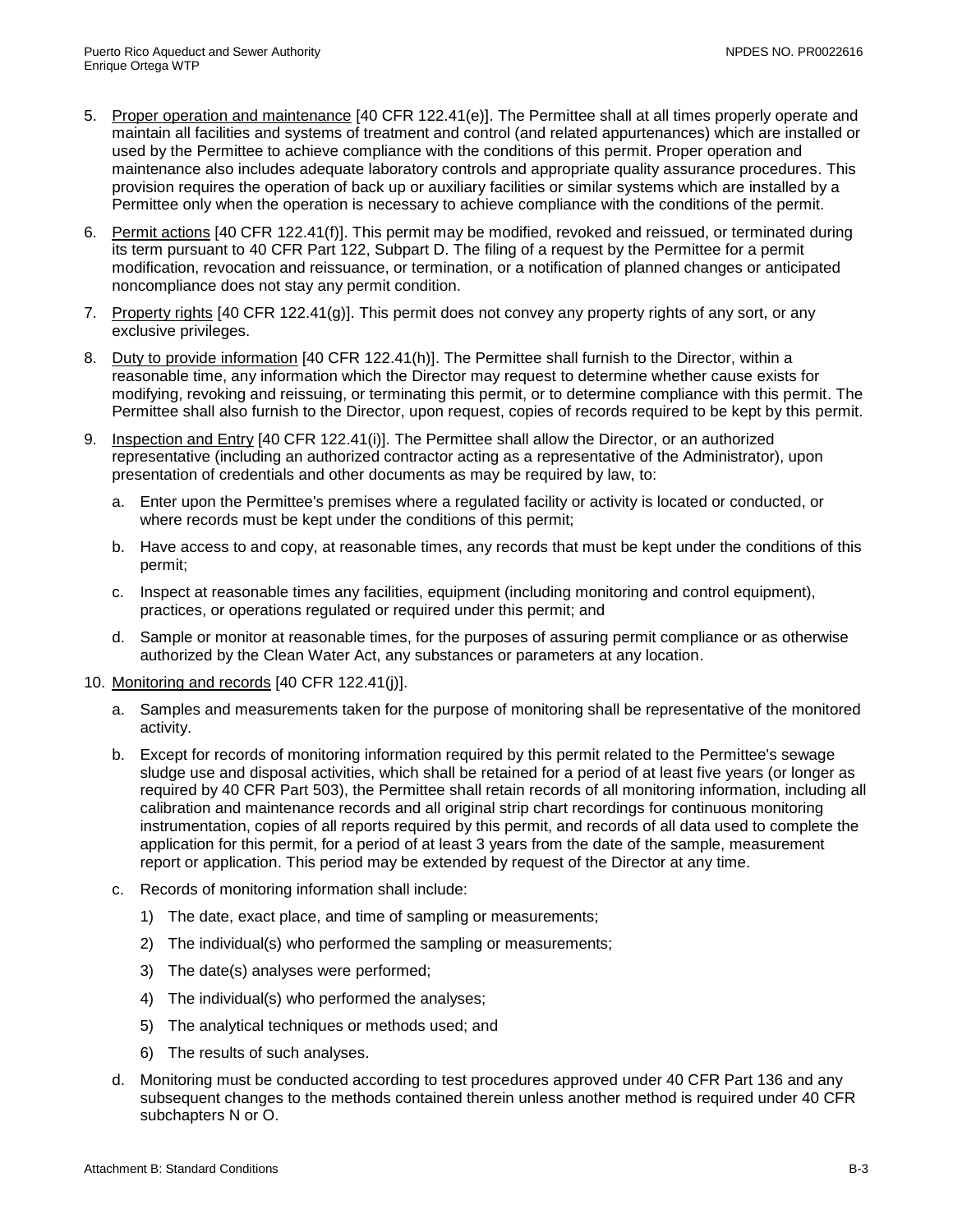5. Proper operation and maintenance [40 CFR 122.41(e)]. The Permittee shall at all times properly operate and maintain all facilities and systems of treatment and control (and related appurtenances) which are installed or used by the Permittee to achieve compliance with the conditions of this permit. Proper operation and maintenance also includes adequate laboratory controls and appropriate quality assurance procedures. This provision requires the operation of back up or auxiliary facilities or similar systems which are installed by a Permittee only when the operation is necessary to achieve compliance with the conditions of the permit.

6. Permit actions [40 CFR 122.41(f)]. This permit may be modified, revoked and reissued, or terminated during its term pursuant to 40 CFR Part 122, Subpart D. The filing of a request by the Permittee for a permit modification, revocation and reissuance, or termination, or a notification of planned changes or anticipated noncompliance does not stay any permit condition.

7. Property rights [40 CFR 122.41(g)]. This permit does not convey any property rights of any sort, or any exclusive privileges.

8. Duty to provide information [40 CFR 122.41(h)]. The Permittee shall furnish to the Director, within a reasonable time, any information which the Director may request to determine whether cause exists for modifying, revoking and reissuing, or terminating this permit, or to determine compliance with this permit. The Permittee shall also furnish to the Director, upon request, copies of records required to be kept by this permit.

9. Inspection and Entry [40 CFR 122.41(i)]. The Permittee shall allow the Director, or an authorized representative (including an authorized contractor acting as a representative of the Administrator), upon presentation of credentials and other documents as may be required by law, to:

   a. Enter upon the Permittee's premises where a regulated facility or activity is located or conducted, or where records must be kept under the conditions of this permit;

   b. Have access to and copy, at reasonable times, any records that must be kept under the conditions of this permit;

   c. Inspect at reasonable times any facilities, equipment (including monitoring and control equipment), practices, or operations regulated or required under this permit; and

   d. Sample or monitor at reasonable times, for the purposes of assuring permit compliance or as otherwise authorized by the Clean Water Act, any substances or parameters at any location.

10. Monitoring and records [40 CFR 122.41(j)].

    a. Samples and measurements taken for the purpose of monitoring shall be representative of the monitored activity.

    b. Except for records of monitoring information required by this permit related to the Permittee's sewage sludge use and disposal activities, which shall be retained for a period of at least five years (or longer as required by 40 CFR Part 503), the Permittee shall retain records of all monitoring information, including all calibration and maintenance records and all original strip chart recordings for continuous monitoring instrumentation, copies of all reports required by this permit, and records of all data used to complete the application for this permit, for a period of at least 3 years from the date of the sample, measurement report or application. This period may be extended by request of the Director at any time.

    c. Records of monitoring information shall include:

       1) The date, exact place, and time of sampling or measurements;

       2) The individual(s) who performed the sampling or measurements;

       3) The date(s) analyses were performed;

       4) The individual(s) who performed the analyses;

       5) The analytical techniques or methods used; and

       6) The results of such analyses.

    d. Monitoring must be conducted according to test procedures approved under 40 CFR Part 136 and any subsequent changes to the methods contained therein unless another method is required under 40 CFR subchapters N or O.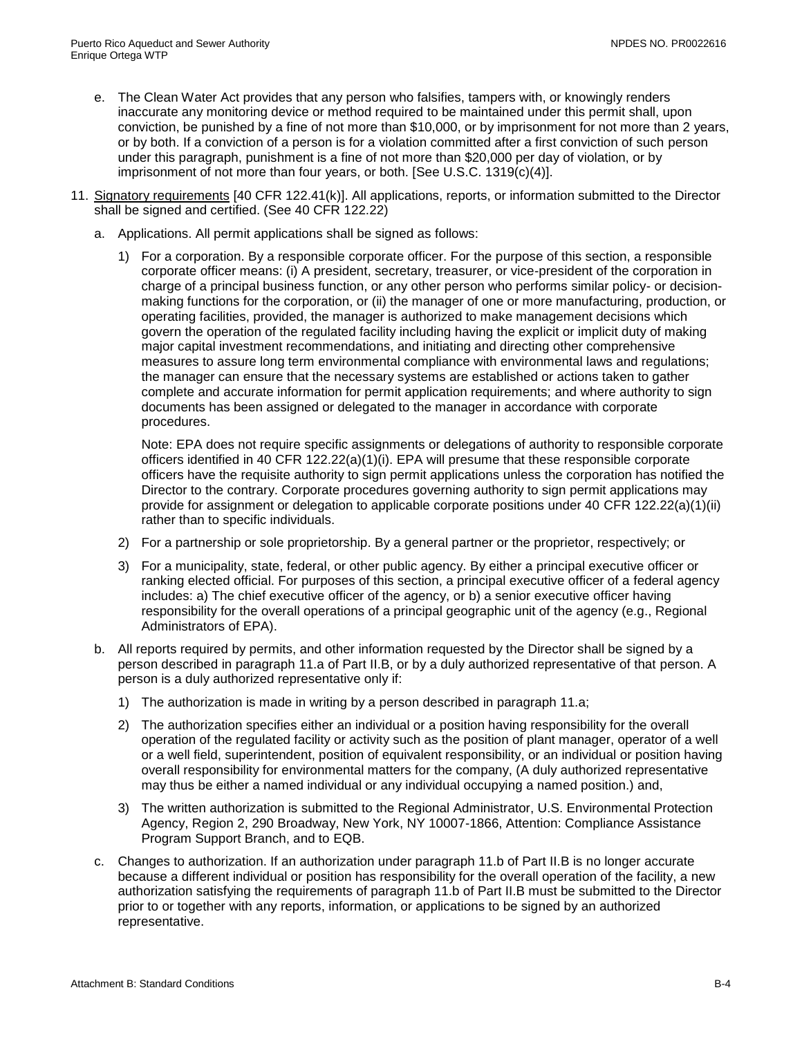e. The Clean Water Act provides that any person who falsifies, tampers with, or knowingly renders inaccurate any monitoring device or method required to be maintained under this permit shall, upon conviction, be punished by a fine of not more than $10,000, or by imprisonment for not more than 2 years, or by both. If a conviction of a person is for a violation committed after a first conviction of such person under this paragraph, punishment is a fine of not more than $20,000 per day of violation, or by imprisonment of not more than four years, or both. [See U.S.C. 1319(c)(4)].

11. Signatory requirements [40 CFR 122.41(k)]. All applications, reports, or information submitted to the Director shall be signed and certified. (See 40 CFR 122.22)

   a. Applications. All permit applications shall be signed as follows:

      1) For a corporation. By a responsible corporate officer. For the purpose of this section, a responsible corporate officer means: (i) A president, secretary, treasurer, or vice-president of the corporation in charge of a principal business function, or any other person who performs similar policy- or decision-making functions for the corporation, or (ii) the manager of one or more manufacturing, production, or operating facilities, provided, the manager is authorized to make management decisions which govern the operation of the regulated facility including having the explicit or implicit duty of making major capital investment recommendations, and initiating and directing other comprehensive measures to assure long term environmental compliance with environmental laws and regulations; the manager can ensure that the necessary systems are established or actions taken to gather complete and accurate information for permit application requirements; and where authority to sign documents has been assigned or delegated to the manager in accordance with corporate procedures.

         Note: EPA does not require specific assignments or delegations of authority to responsible corporate officers identified in 40 CFR 122.22(a)(1)(i). EPA will presume that these responsible corporate officers have the requisite authority to sign permit applications unless the corporation has notified the Director to the contrary. Corporate procedures governing authority to sign permit applications may provide for assignment or delegation to applicable corporate positions under 40 CFR 122.22(a)(1)(ii) rather than to specific individuals.

      2) For a partnership or sole proprietorship. By a general partner or the proprietor, respectively; or

      3) For a municipality, state, federal, or other public agency. By either a principal executive officer or ranking elected official. For purposes of this section, a principal executive officer of a federal agency includes: a) The chief executive officer of the agency, or b) a senior executive officer having responsibility for the overall operations of a principal geographic unit of the agency (e.g., Regional Administrators of EPA).

   b. All reports required by permits, and other information requested by the Director shall be signed by a person described in paragraph 11.a of Part II.B, or by a duly authorized representative of that person. A person is a duly authorized representative only if:

      1) The authorization is made in writing by a person described in paragraph 11.a;

      2) The authorization specifies either an individual or a position having responsibility for the overall operation of the regulated facility or activity such as the position of plant manager, operator of a well or a well field, superintendent, position of equivalent responsibility, or an individual or position having overall responsibility for environmental matters for the company, (A duly authorized representative may thus be either a named individual or any individual occupying a named position.) and,

      3) The written authorization is submitted to the Regional Administrator, U.S. Environmental Protection Agency, Region 2, 290 Broadway, New York, NY 10007-1866, Attention: Compliance Assistance Program Support Branch, and to EQB.

   c. Changes to authorization. If an authorization under paragraph 11.b of Part II.B is no longer accurate because a different individual or position has responsibility for the overall operation of the facility, a new authorization satisfying the requirements of paragraph 11.b of Part II.B must be submitted to the Director prior to or together with any reports, information, or applications to be signed by an authorized representative.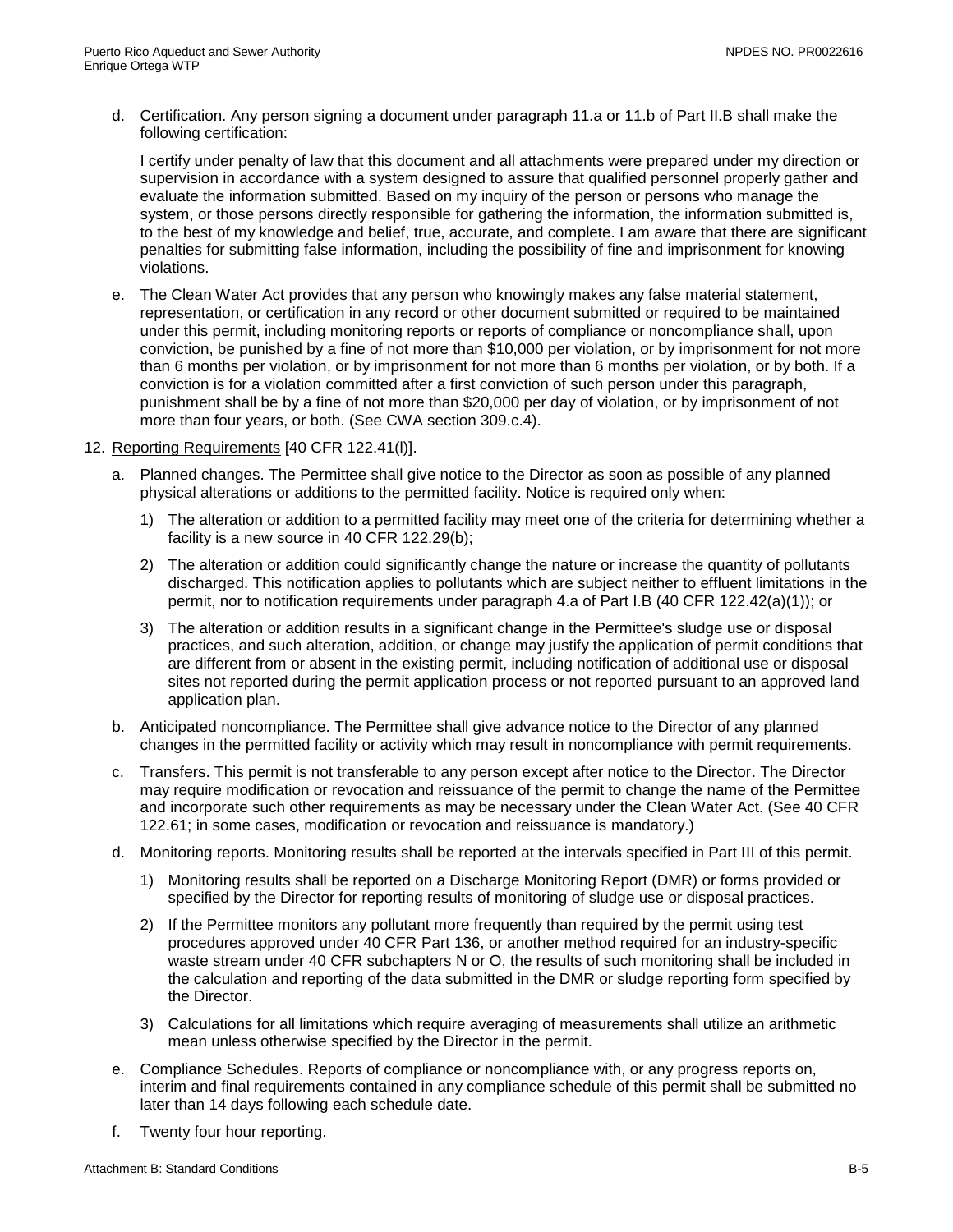d. Certification. Any person signing a document under paragraph 11.a or 11.b of Part II.B shall make the following certification:

   I certify under penalty of law that this document and all attachments were prepared under my direction or supervision in accordance with a system designed to assure that qualified personnel properly gather and evaluate the information submitted. Based on my inquiry of the person or persons who manage the system, or those persons directly responsible for gathering the information, the information submitted is, to the best of my knowledge and belief, true, accurate, and complete. I am aware that there are significant penalties for submitting false information, including the possibility of fine and imprisonment for knowing violations.

e. The Clean Water Act provides that any person who knowingly makes any false material statement, representation, or certification in any record or other document submitted or required to be maintained under this permit, including monitoring reports or reports of compliance or noncompliance shall, upon conviction, be punished by a fine of not more than $10,000 per violation, or by imprisonment for not more than 6 months per violation, or by imprisonment for not more than 6 months per violation, or by both. If a conviction is for a violation committed after a first conviction of such person under this paragraph, punishment shall be by a fine of not more than $20,000 per day of violation, or by imprisonment of not more than four years, or both. (See CWA section 309.c.4).

12. <u>Reporting Requirements</u> [40 CFR 122.41(l)].

   a. Planned changes. The Permittee shall give notice to the Director as soon as possible of any planned physical alterations or additions to the permitted facility. Notice is required only when:

      1) The alteration or addition to a permitted facility may meet one of the criteria for determining whether a facility is a new source in 40 CFR 122.29(b);

      2) The alteration or addition could significantly change the nature or increase the quantity of pollutants discharged. This notification applies to pollutants which are subject neither to effluent limitations in the permit, nor to notification requirements under paragraph 4.a of Part I.B (40 CFR 122.42(a)(1)); or

      3) The alteration or addition results in a significant change in the Permittee's sludge use or disposal practices, and such alteration, addition, or change may justify the application of permit conditions that are different from or absent in the existing permit, including notification of additional use or disposal sites not reported during the permit application process or not reported pursuant to an approved land application plan.

   b. Anticipated noncompliance. The Permittee shall give advance notice to the Director of any planned changes in the permitted facility or activity which may result in noncompliance with permit requirements.

   c. Transfers. This permit is not transferable to any person except after notice to the Director. The Director may require modification or revocation and reissuance of the permit to change the name of the Permittee and incorporate such other requirements as may be necessary under the Clean Water Act. (See 40 CFR 122.61; in some cases, modification or revocation and reissuance is mandatory.)

   d. Monitoring reports. Monitoring results shall be reported at the intervals specified in Part III of this permit.

      1) Monitoring results shall be reported on a Discharge Monitoring Report (DMR) or forms provided or specified by the Director for reporting results of monitoring of sludge use or disposal practices.

      2) If the Permittee monitors any pollutant more frequently than required by the permit using test procedures approved under 40 CFR Part 136, or another method required for an industry-specific waste stream under 40 CFR subchapters N or O, the results of such monitoring shall be included in the calculation and reporting of the data submitted in the DMR or sludge reporting form specified by the Director.

      3) Calculations for all limitations which require averaging of measurements shall utilize an arithmetic mean unless otherwise specified by the Director in the permit.

   e. Compliance Schedules. Reports of compliance or noncompliance with, or any progress reports on, interim and final requirements contained in any compliance schedule of this permit shall be submitted no later than 14 days following each schedule date.

   f. Twenty four hour reporting.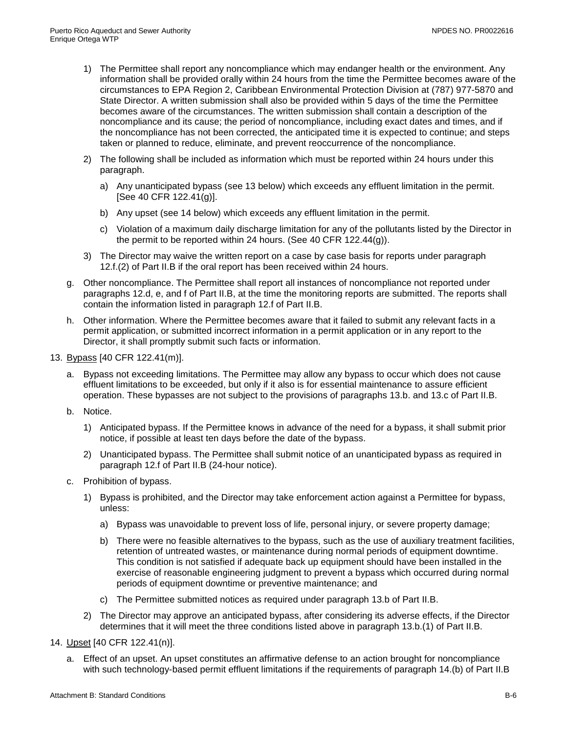1) The Permittee shall report any noncompliance which may endanger health or the environment. Any information shall be provided orally within 24 hours from the time the Permittee becomes aware of the circumstances to EPA Region 2, Caribbean Environmental Protection Division at (787) 977-5870 and State Director. A written submission shall also be provided within 5 days of the time the Permittee becomes aware of the circumstances. The written submission shall contain a description of the noncompliance and its cause; the period of noncompliance, including exact dates and times, and if the noncompliance has not been corrected, the anticipated time it is expected to continue; and steps taken or planned to reduce, eliminate, and prevent reoccurrence of the noncompliance.

2) The following shall be included as information which must be reported within 24 hours under this paragraph.

   a) Any unanticipated bypass (see 13 below) which exceeds any effluent limitation in the permit. [See 40 CFR 122.41(g)].

   b) Any upset (see 14 below) which exceeds any effluent limitation in the permit.

   c) Violation of a maximum daily discharge limitation for any of the pollutants listed by the Director in the permit to be reported within 24 hours. (See 40 CFR 122.44(g)).

3) The Director may waive the written report on a case by case basis for reports under paragraph 12.f.(2) of Part II.B if the oral report has been received within 24 hours.

g. Other noncompliance. The Permittee shall report all instances of noncompliance not reported under paragraphs 12.d, e, and f of Part II.B, at the time the monitoring reports are submitted. The reports shall contain the information listed in paragraph 12.f of Part II.B.

h. Other information. Where the Permittee becomes aware that it failed to submit any relevant facts in a permit application, or submitted incorrect information in a permit application or in any report to the Director, it shall promptly submit such facts or information.

13. Bypass [40 CFR 122.41(m)].

a. Bypass not exceeding limitations. The Permittee may allow any bypass to occur which does not cause effluent limitations to be exceeded, but only if it also is for essential maintenance to assure efficient operation. These bypasses are not subject to the provisions of paragraphs 13.b. and 13.c of Part II.B.

b. Notice.

   1) Anticipated bypass. If the Permittee knows in advance of the need for a bypass, it shall submit prior notice, if possible at least ten days before the date of the bypass.

   2) Unanticipated bypass. The Permittee shall submit notice of an unanticipated bypass as required in paragraph 12.f of Part II.B (24-hour notice).

c. Prohibition of bypass.

   1) Bypass is prohibited, and the Director may take enforcement action against a Permittee for bypass, unless:

      a) Bypass was unavoidable to prevent loss of life, personal injury, or severe property damage;

      b) There were no feasible alternatives to the bypass, such as the use of auxiliary treatment facilities, retention of untreated wastes, or maintenance during normal periods of equipment downtime. This condition is not satisfied if adequate back up equipment should have been installed in the exercise of reasonable engineering judgment to prevent a bypass which occurred during normal periods of equipment downtime or preventive maintenance; and

      c) The Permittee submitted notices as required under paragraph 13.b of Part II.B.

   2) The Director may approve an anticipated bypass, after considering its adverse effects, if the Director determines that it will meet the three conditions listed above in paragraph 13.b.(1) of Part II.B.

14. Upset [40 CFR 122.41(n)].

a. Effect of an upset. An upset constitutes an affirmative defense to an action brought for noncompliance with such technology-based permit effluent limitations if the requirements of paragraph 14.(b) of Part II.B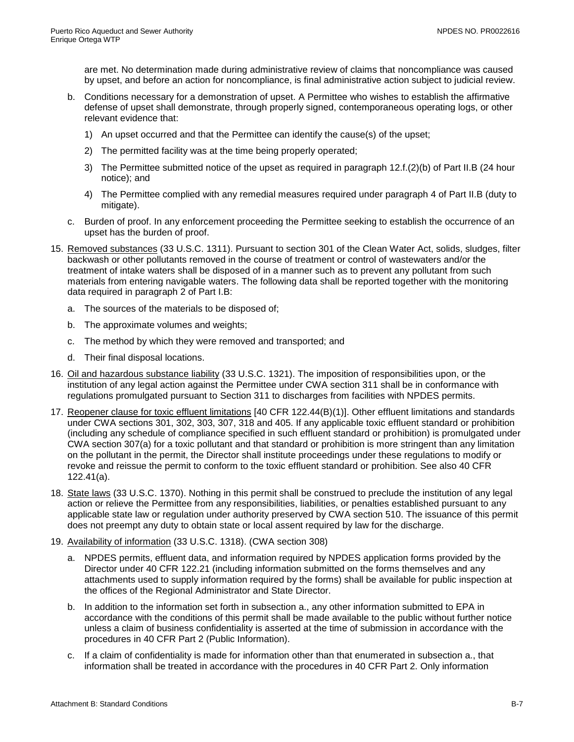are met. No determination made during administrative review of claims that noncompliance was caused by upset, and before an action for noncompliance, is final administrative action subject to judicial review.

b. Conditions necessary for a demonstration of upset. A Permittee who wishes to establish the affirmative defense of upset shall demonstrate, through properly signed, contemporaneous operating logs, or other relevant evidence that:

   1) An upset occurred and that the Permittee can identify the cause(s) of the upset;

   2) The permitted facility was at the time being properly operated;

   3) The Permittee submitted notice of the upset as required in paragraph 12.f.(2)(b) of Part II.B (24 hour notice); and

   4) The Permittee complied with any remedial measures required under paragraph 4 of Part II.B (duty to mitigate).

c. Burden of proof. In any enforcement proceeding the Permittee seeking to establish the occurrence of an upset has the burden of proof.

15. Removed substances (33 U.S.C. 1311). Pursuant to section 301 of the Clean Water Act, solids, sludges, filter backwash or other pollutants removed in the course of treatment or control of wastewaters and/or the treatment of intake waters shall be disposed of in a manner such as to prevent any pollutant from such materials from entering navigable waters. The following data shall be reported together with the monitoring data required in paragraph 2 of Part I.B:

    a. The sources of the materials to be disposed of;

    b. The approximate volumes and weights;

    c. The method by which they were removed and transported; and

    d. Their final disposal locations.

16. Oil and hazardous substance liability (33 U.S.C. 1321). The imposition of responsibilities upon, or the institution of any legal action against the Permittee under CWA section 311 shall be in conformance with regulations promulgated pursuant to Section 311 to discharges from facilities with NPDES permits.

17. Reopener clause for toxic effluent limitations [40 CFR 122.44(B)(1)]. Other effluent limitations and standards under CWA sections 301, 302, 303, 307, 318 and 405. If any applicable toxic effluent standard or prohibition (including any schedule of compliance specified in such effluent standard or prohibition) is promulgated under CWA section 307(a) for a toxic pollutant and that standard or prohibition is more stringent than any limitation on the pollutant in the permit, the Director shall institute proceedings under these regulations to modify or revoke and reissue the permit to conform to the toxic effluent standard or prohibition. See also 40 CFR 122.41(a).

18. State laws (33 U.S.C. 1370). Nothing in this permit shall be construed to preclude the institution of any legal action or relieve the Permittee from any responsibilities, liabilities, or penalties established pursuant to any applicable state law or regulation under authority preserved by CWA section 510. The issuance of this permit does not preempt any duty to obtain state or local assent required by law for the discharge.

19. Availability of information (33 U.S.C. 1318). (CWA section 308)

    a. NPDES permits, effluent data, and information required by NPDES application forms provided by the Director under 40 CFR 122.21 (including information submitted on the forms themselves and any attachments used to supply information required by the forms) shall be available for public inspection at the offices of the Regional Administrator and State Director.

    b. In addition to the information set forth in subsection a., any other information submitted to EPA in accordance with the conditions of this permit shall be made available to the public without further notice unless a claim of business confidentiality is asserted at the time of submission in accordance with the procedures in 40 CFR Part 2 (Public Information).

    c. If a claim of confidentiality is made for information other than that enumerated in subsection a., that information shall be treated in accordance with the procedures in 40 CFR Part 2. Only information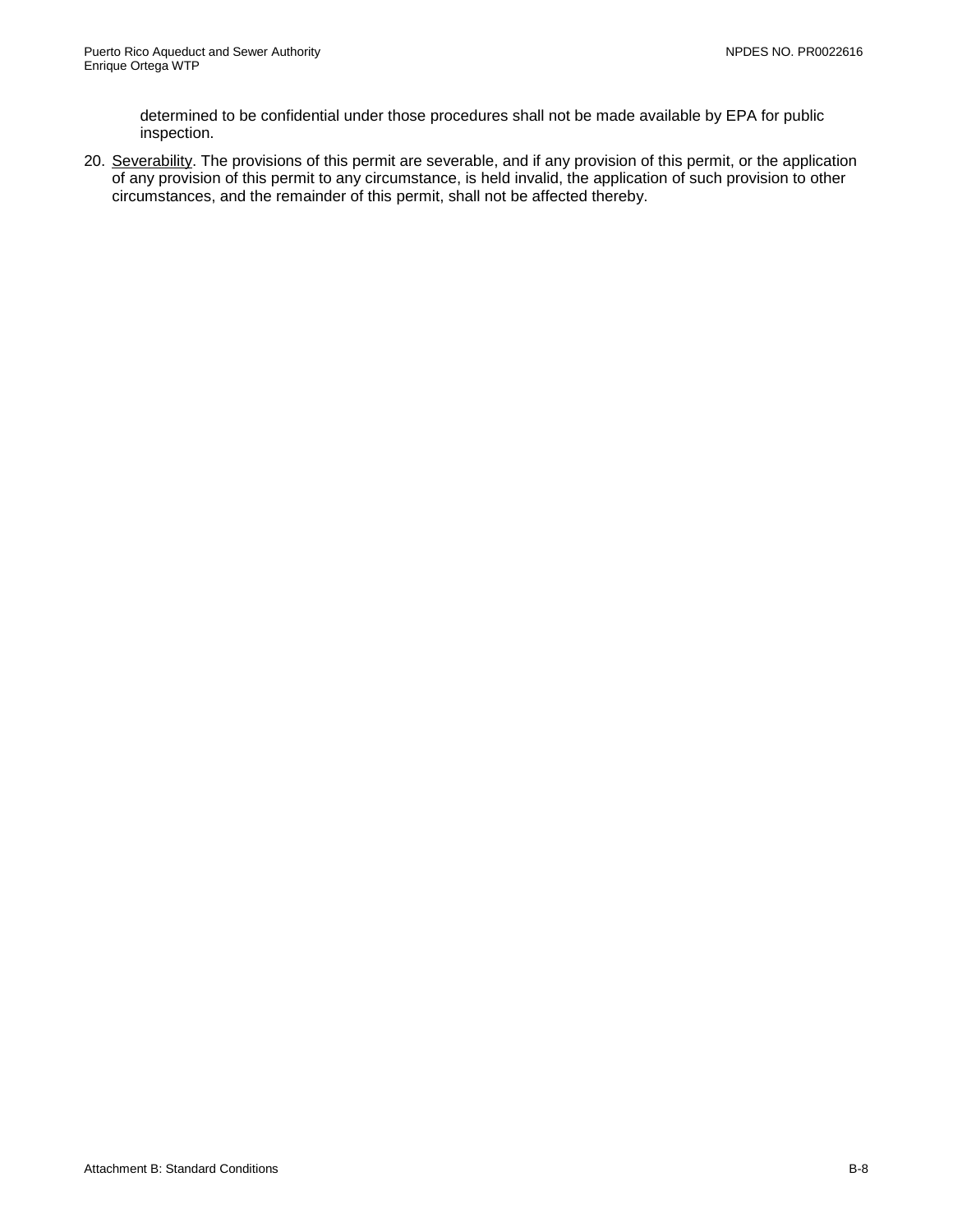determined to be confidential under those procedures shall not be made available by EPA for public inspection.

20. Severability. The provisions of this permit are severable, and if any provision of this permit, or the application of any provision of this permit to any circumstance, is held invalid, the application of such provision to other circumstances, and the remainder of this permit, shall not be affected thereby.